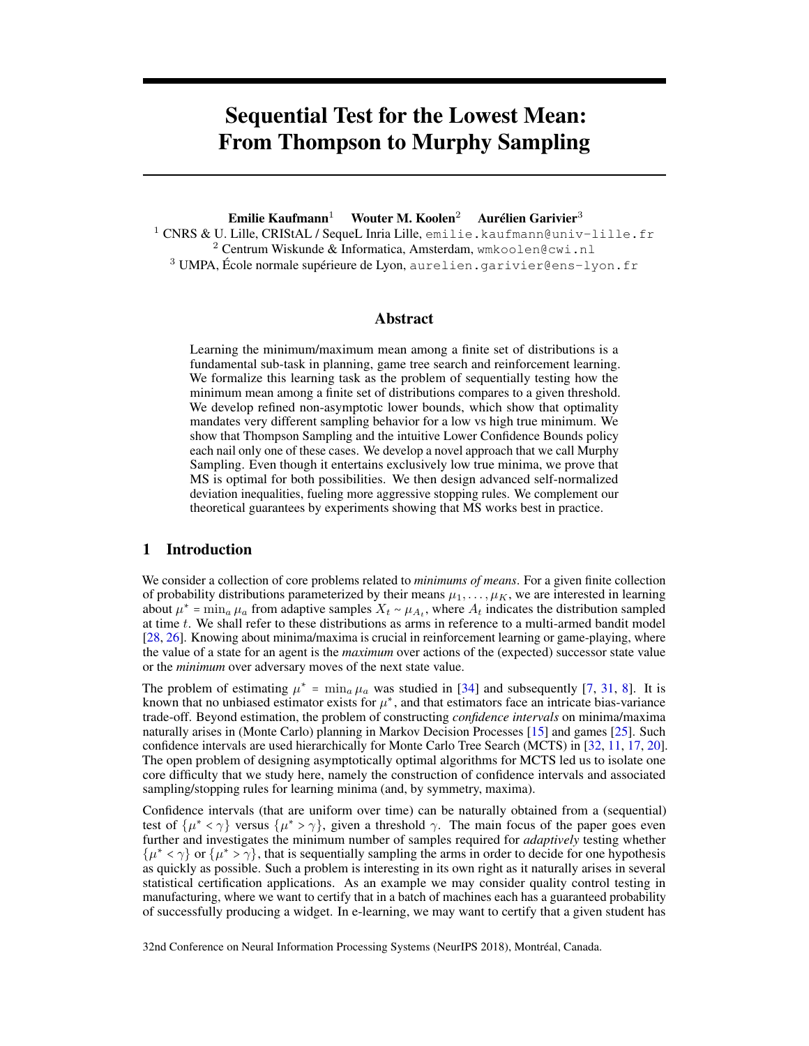# Sequential Test for the Lowest Mean: From Thompson to Murphy Sampling

**Emilie Kaufmann**[1] **Wouter M. Koolen**[2] **Aurélien Garivier**[3]

[1] CNRS & U. Lille, CRIStAL / SequeL Inria Lille, emilie.kaufmann@univ-lille.fr
[2] Centrum Wiskunde & Informatica, Amsterdam, wmkoolen@cwi.nl
[3] UMPA, École normale supérieure de Lyon, aurelien.garivier@ens-lyon.fr

## Abstract

Learning the minimum/maximum mean among a finite set of distributions is a fundamental sub-task in planning, game tree search and reinforcement learning. We formalize this learning task as the problem of sequentially testing how the minimum mean among a finite set of distributions compares to a given threshold. We develop refined non-asymptotic lower bounds, which show that optimality mandates very different sampling behavior for a low vs high true minimum. We show that Thompson Sampling and the intuitive Lower Confidence Bounds policy each nail only one of these cases. We develop a novel approach that we call Murphy Sampling. Even though it entertains exclusively low true minima, we prove that MS is optimal for both possibilities. We then design advanced self-normalized deviation inequalities, fueling more aggressive stopping rules. We complement our theoretical guarantees by experiments showing that MS works best in practice.

## 1 Introduction

We consider a collection of core problems related to *minimums of means*. For a given finite collection of probability distributions parameterized by their means $\mu_1, \ldots, \mu_K$, we are interested in learning about $\mu^* = \min_a \mu_a$ from adaptive samples $X_t \sim \mu_{A_t}$, where $A_t$ indicates the distribution sampled at time $t$. We shall refer to these distributions as arms in reference to a multi-armed bandit model [28, 26]. Knowing about minima/maxima is crucial in reinforcement learning or game-playing, where the value of a state for an agent is the *maximum* over actions of the (expected) successor state value or the *minimum* over adversary moves of the next state value.

The problem of estimating $\mu^* = \min_a \mu_a$ was studied in [34] and subsequently [7, 31, 8]. It is known that no unbiased estimator exists for $\mu^*$, and that estimators face an intricate bias-variance trade-off. Beyond estimation, the problem of constructing *confidence intervals* on minima/maxima naturally arises in (Monte Carlo) planning in Markov Decision Processes [15] and games [25]. Such confidence intervals are used hierarchically for Monte Carlo Tree Search (MCTS) in [32, 11, 17, 20]. The open problem of designing asymptotically optimal algorithms for MCTS led us to isolate one core difficulty that we study here, namely the construction of confidence intervals and associated sampling/stopping rules for learning minima (and, by symmetry, maxima).

Confidence intervals (that are uniform over time) can be naturally obtained from a (sequential) test of $\{\mu^* < \gamma\}$ versus $\{\mu^* > \gamma\}$, given a threshold $\gamma$. The main focus of the paper goes even further and investigates the minimum number of samples required for *adaptively* testing whether $\{\mu^* < \gamma\}$ or $\{\mu^* > \gamma\}$, that is sequentially sampling the arms in order to decide for one hypothesis as quickly as possible. Such a problem is interesting in its own right as it naturally arises in several statistical certification applications. As an example we may consider quality control testing in manufacturing, where we want to certify that in a batch of machines each has a guaranteed probability of successfully producing a widget. In e-learning, we may want to certify that a given student has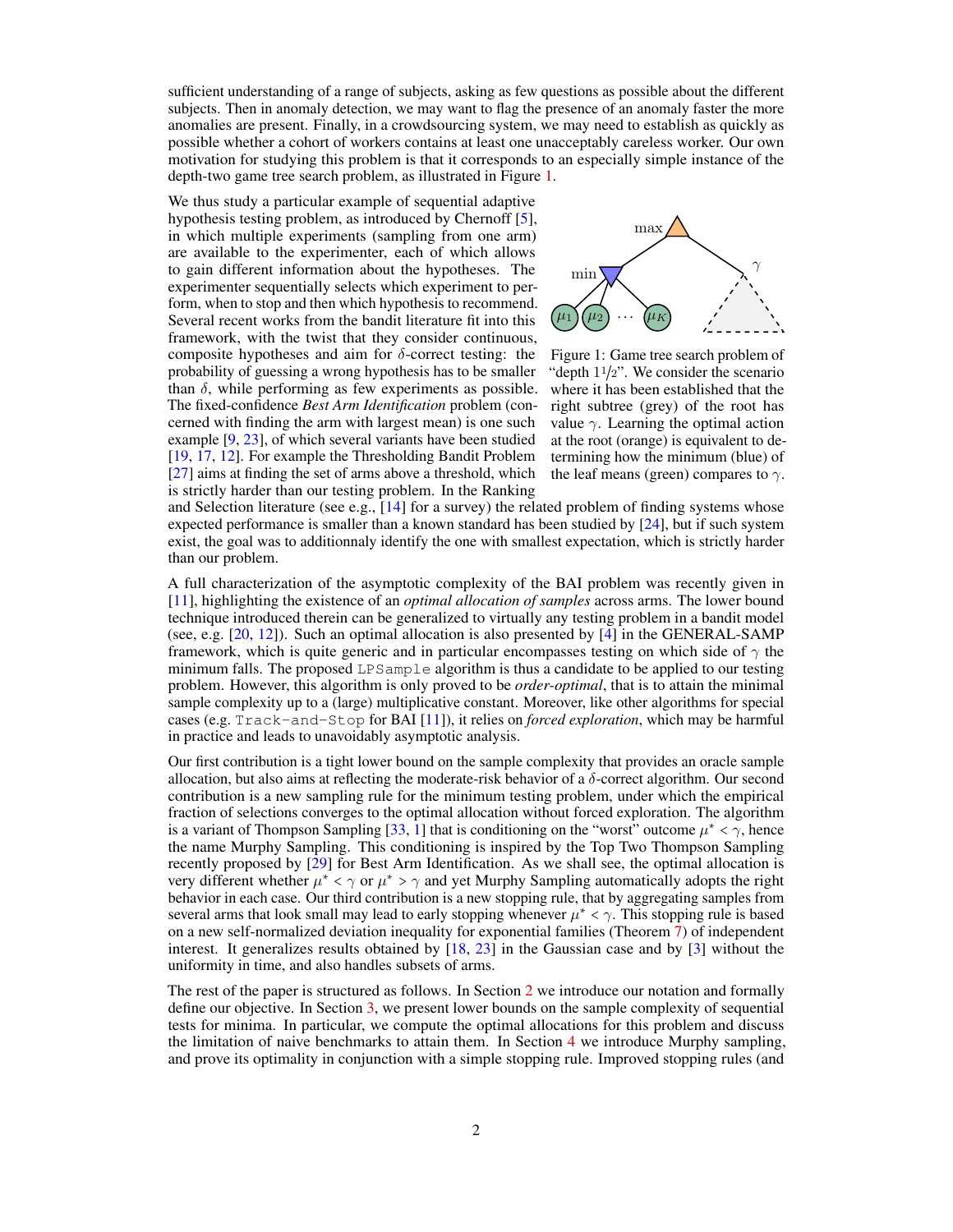sufficient understanding of a range of subjects, asking as few questions as possible about the different subjects. Then in anomaly detection, we may want to flag the presence of an anomaly faster the more anomalies are present. Finally, in a crowdsourcing system, we may need to establish as quickly as possible whether a cohort of workers contains at least one unacceptably careless worker. Our own motivation for studying this problem is that it corresponds to an especially simple instance of the depth-two game tree search problem, as illustrated in Figure 1.

We thus study a particular example of sequential adaptive hypothesis testing problem, as introduced by Chernoff [5], in which multiple experiments (sampling from one arm) are available to the experimenter, each of which allows to gain different information about the hypotheses. The experimenter sequentially selects which experiment to perform, when to stop and then which hypothesis to recommend. Several recent works from the bandit literature fit into this framework, with the twist that they consider continuous, composite hypotheses and aim for $\delta$-correct testing: the probability of guessing a wrong hypothesis has to be smaller than $\delta$, while performing as few experiments as possible. The fixed-confidence *Best Arm Identification* problem (concerned with finding the arm with largest mean) is one such example [9, 23], of which several variants have been studied [19, 17, 12]. For example the Thresholding Bandit Problem [27] aims at finding the set of arms above a threshold, which is strictly harder than our testing problem. In the Ranking and Selection literature (see e.g., [14] for a survey) the related problem of finding systems whose expected performance is smaller than a known standard has been studied by [24], but if such system exist, the goal was to additionnaly identify the one with smallest expectation, which is strictly harder than our problem.

Figure 1: Game tree search problem of "depth 1½". We consider the scenario where it has been established that the right subtree (grey) of the root has value $\gamma$. Learning the optimal action at the root (orange) is equivalent to determining how the minimum (blue) of the leaf means (green) compares to $\gamma$.

A full characterization of the asymptotic complexity of the BAI problem was recently given in [11], highlighting the existence of an *optimal allocation of samples* across arms. The lower bound technique introduced therein can be generalized to virtually any testing problem in a bandit model (see, e.g. [20, 12]). Such an optimal allocation is also presented by [4] in the GENERAL-SAMP framework, which is quite generic and in particular encompasses testing on which side of $\gamma$ the minimum falls. The proposed `LPSample` algorithm is thus a candidate to be applied to our testing problem. However, this algorithm is only proved to be *order-optimal*, that is to attain the minimal sample complexity up to a (large) multiplicative constant. Moreover, like other algorithms for special cases (e.g. `Track-and-Stop` for BAI [11]), it relies on *forced exploration*, which may be harmful in practice and leads to unavoidably asymptotic analysis.

Our first contribution is a tight lower bound on the sample complexity that provides an oracle sample allocation, but also aims at reflecting the moderate-risk behavior of a $\delta$-correct algorithm. Our second contribution is a new sampling rule for the minimum testing problem, under which the empirical fraction of selections converges to the optimal allocation without forced exploration. The algorithm is a variant of Thompson Sampling [33, 1] that is conditioning on the "worst" outcome $\mu^* < \gamma$, hence the name Murphy Sampling. This conditioning is inspired by the Top Two Thompson Sampling recently proposed by [29] for Best Arm Identification. As we shall see, the optimal allocation is very different whether $\mu^* < \gamma$ or $\mu^* > \gamma$ and yet Murphy Sampling automatically adopts the right behavior in each case. Our third contribution is a new stopping rule, that by aggregating samples from several arms that look small may lead to early stopping whenever $\mu^* < \gamma$. This stopping rule is based on a new self-normalized deviation inequality for exponential families (Theorem 7) of independent interest. It generalizes results obtained by [18, 23] in the Gaussian case and by [3] without the uniformity in time, and also handles subsets of arms.

The rest of the paper is structured as follows. In Section 2 we introduce our notation and formally define our objective. In Section 3, we present lower bounds on the sample complexity of sequential tests for minima. In particular, we compute the optimal allocations for this problem and discuss the limitation of naive benchmarks to attain them. In Section 4 we introduce Murphy sampling, and prove its optimality in conjunction with a simple stopping rule. Improved stopping rules (and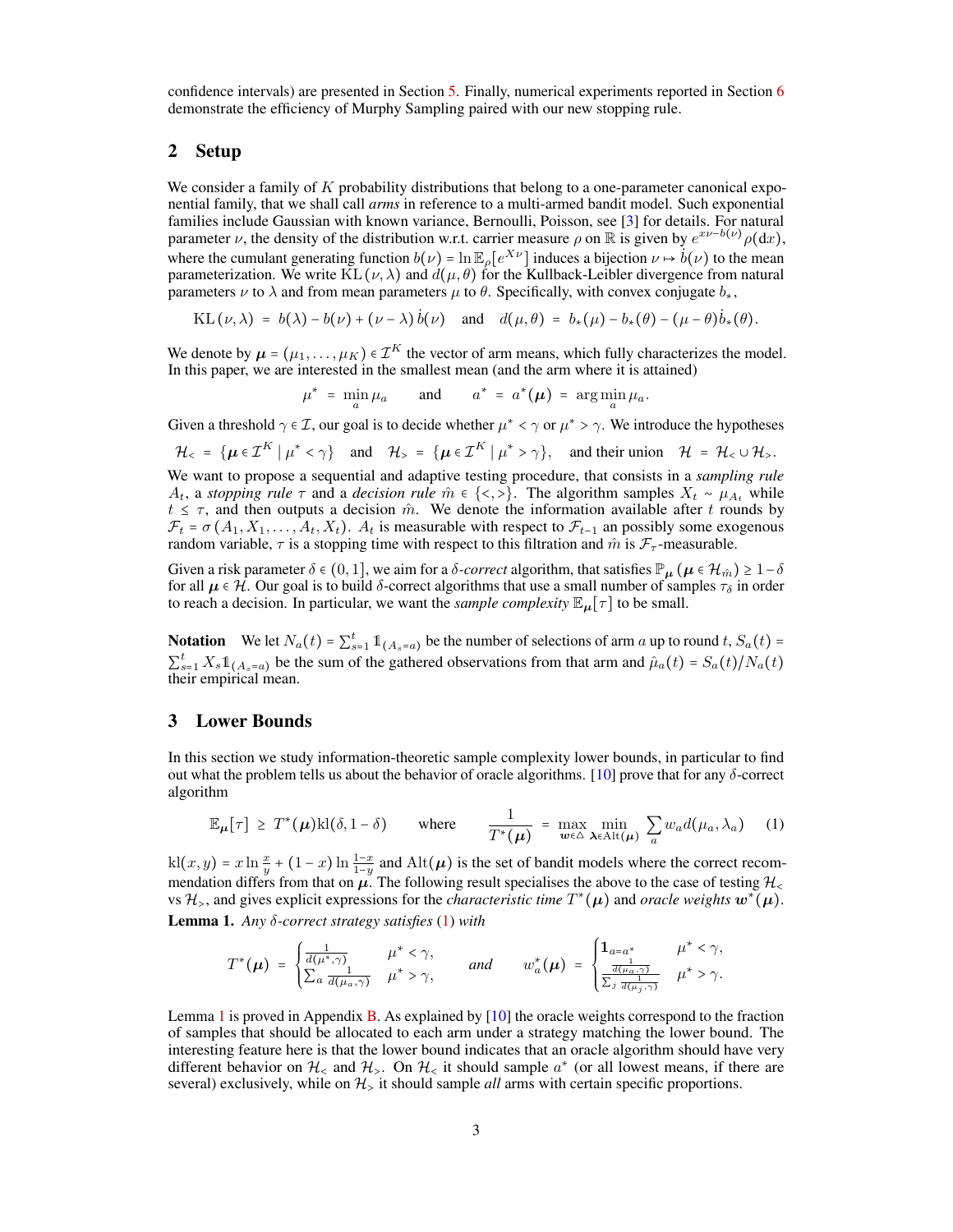confidence intervals) are presented in Section 5. Finally, numerical experiments reported in Section 6 demonstrate the efficiency of Murphy Sampling paired with our new stopping rule.

## 2 Setup

We consider a family of $K$ probability distributions that belong to a one-parameter canonical exponential family, that we shall call *arms* in reference to a multi-armed bandit model. Such exponential families include Gaussian with known variance, Bernoulli, Poisson, see [3] for details. For natural parameter $\nu$, the density of the distribution w.r.t. carrier measure $\rho$ on $\mathbb{R}$ is given by $e^{x\nu - b(\nu)}\rho(\mathrm{d}x)$, where the cumulant generating function $b(\nu) = \ln \mathbb{E}_\rho[e^{X\nu}]$ induces a bijection $\nu \mapsto \dot{b}(\nu)$ to the mean parameterization. We write $\mathrm{KL}(\nu, \lambda)$ and $d(\mu, \theta)$ for the Kullback-Leibler divergence from natural parameters $\nu$ to $\lambda$ and from mean parameters $\mu$ to $\theta$. Specifically, with convex conjugate $b_*$,

$$\mathrm{KL}(\nu, \lambda) = b(\lambda) - b(\nu) + (\nu - \lambda)\dot{b}(\nu) \quad \text{and} \quad d(\mu, \theta) = b_*(\mu) - b_*(\theta) - (\mu - \theta)\dot{b}_*(\theta).$$

We denote by $\boldsymbol{\mu} = (\mu_1, \ldots, \mu_K) \in \mathcal{I}^K$ the vector of arm means, which fully characterizes the model. In this paper, we are interested in the smallest mean (and the arm where it is attained)

$$\mu^* = \min_a \mu_a \qquad \text{and} \qquad a^* = a^*(\boldsymbol{\mu}) = \arg\min_a \mu_a.$$

Given a threshold $\gamma \in \mathcal{I}$, our goal is to decide whether $\mu^* < \gamma$ or $\mu^* > \gamma$. We introduce the hypotheses

$$\mathcal{H}_< = \{\boldsymbol{\mu} \in \mathcal{I}^K \mid \mu^* < \gamma\} \quad \text{and} \quad \mathcal{H}_> = \{\boldsymbol{\mu} \in \mathcal{I}^K \mid \mu^* > \gamma\}, \quad \text{and their union} \quad \mathcal{H} = \mathcal{H}_< \cup \mathcal{H}_>.$$

We want to propose a sequential and adaptive testing procedure, that consists in a *sampling rule* $A_t$, a *stopping rule* $\tau$ and a *decision rule* $\hat{m} \in \{<, >\}$. The algorithm samples $X_t \sim \mu_{A_t}$ while $t \leq \tau$, and then outputs a decision $\hat{m}$. We denote the information available after $t$ rounds by $\mathcal{F}_t = \sigma(A_1, X_1, \ldots, A_t, X_t)$. $A_t$ is measurable with respect to $\mathcal{F}_{t-1}$ an possibly some exogenous random variable, $\tau$ is a stopping time with respect to this filtration and $\hat{m}$ is $\mathcal{F}_\tau$-measurable.

Given a risk parameter $\delta \in (0, 1]$, we aim for a $\delta$*-correct* algorithm, that satisfies $\mathbb{P}_{\boldsymbol{\mu}}(\boldsymbol{\mu} \in \mathcal{H}_{\hat{m}}) \geq 1 - \delta$ for all $\boldsymbol{\mu} \in \mathcal{H}$. Our goal is to build $\delta$-correct algorithms that use a small number of samples $\tau_\delta$ in order to reach a decision. In particular, we want the *sample complexity* $\mathbb{E}_{\boldsymbol{\mu}}[\tau]$ to be small.

**Notation** We let $N_a(t) = \sum_{s=1}^t \mathbb{1}_{(A_s = a)}$ be the number of selections of arm $a$ up to round $t$, $S_a(t) = \sum_{s=1}^t X_s \mathbb{1}_{(A_s=a)}$ be the sum of the gathered observations from that arm and $\hat{\mu}_a(t) = S_a(t)/N_a(t)$ their empirical mean.

## 3 Lower Bounds

In this section we study information-theoretic sample complexity lower bounds, in particular to find out what the problem tells us about the behavior of oracle algorithms. [10] prove that for any $\delta$-correct algorithm

$$\mathbb{E}_{\boldsymbol{\mu}}[\tau] \geq T^*(\boldsymbol{\mu})\mathrm{kl}(\delta, 1 - \delta) \qquad \text{where} \qquad \frac{1}{T^*(\boldsymbol{\mu})} = \max_{\boldsymbol{w} \in \triangle} \min_{\boldsymbol{\lambda} \in \mathrm{Alt}(\boldsymbol{\mu})} \sum_a w_a d(\mu_a, \lambda_a) \tag{1}$$

$\mathrm{kl}(x, y) = x \ln \frac{x}{y} + (1 - x) \ln \frac{1-x}{1-y}$ and $\mathrm{Alt}(\boldsymbol{\mu})$ is the set of bandit models where the correct recommendation differs from that on $\boldsymbol{\mu}$. The following result specialises the above to the case of testing $\mathcal{H}_<$ vs $\mathcal{H}_>$, and gives explicit expressions for the *characteristic time* $T^*(\boldsymbol{\mu})$ and *oracle weights* $\boldsymbol{w}^*(\boldsymbol{\mu})$.

**Lemma 1.** *Any $\delta$-correct strategy satisfies* (1) *with*

$$T^*(\boldsymbol{\mu}) = \begin{cases} \frac{1}{d(\mu^*, \gamma)} & \mu^* < \gamma, \\ \sum_a \frac{1}{d(\mu_a, \gamma)} & \mu^* > \gamma, \end{cases} \qquad \textit{and} \qquad w_a^*(\boldsymbol{\mu}) = \begin{cases} \mathbf{1}_{a = a^*} & \mu^* < \gamma, \\ \frac{\frac{1}{d(\mu_a, \gamma)}}{\sum_j \frac{1}{d(\mu_j, \gamma)}} & \mu^* > \gamma. \end{cases}$$

Lemma 1 is proved in Appendix B. As explained by [10] the oracle weights correspond to the fraction of samples that should be allocated to each arm under a strategy matching the lower bound. The interesting feature here is that the lower bound indicates that an oracle algorithm should have very different behavior on $\mathcal{H}_<$ and $\mathcal{H}_>$. On $\mathcal{H}_<$ it should sample $a^*$ (or all lowest means, if there are several) exclusively, while on $\mathcal{H}_>$ it should sample *all* arms with certain specific proportions.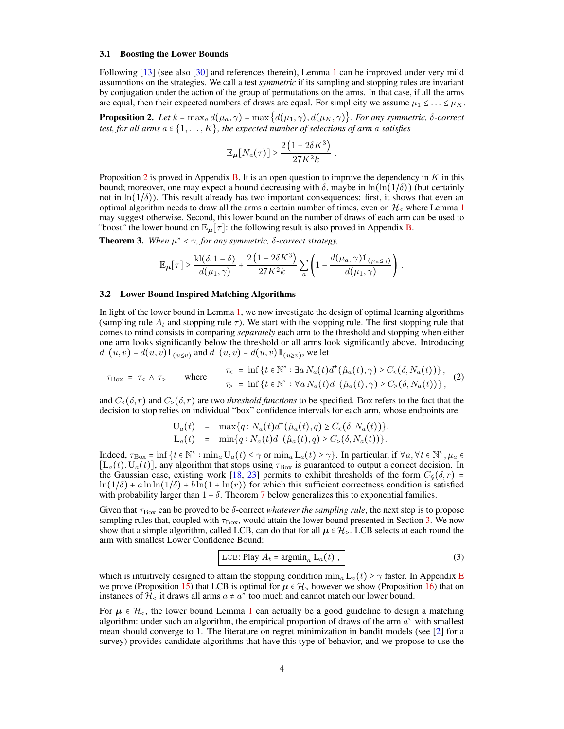### 3.1 Boosting the Lower Bounds

Following [13] (see also [30] and references therein), Lemma 1 can be improved under very mild assumptions on the strategies. We call a test *symmetric* if its sampling and stopping rules are invariant by conjugation under the action of the group of permutations on the arms. In that case, if all the arms are equal, then their expected numbers of draws are equal. For simplicity we assume $\mu_1 \leq \ldots \leq \mu_K$.

**Proposition 2.** *Let $k = \max_a d(\mu_a, \gamma) = \max\{d(\mu_1,\gamma), d(\mu_K,\gamma)\}$. For any symmetric, $\delta$-correct test, for all arms $a \in \{1,\ldots,K\}$, the expected number of selections of arm $a$ satisfies*

$$\mathbb{E}_{\boldsymbol{\mu}}[N_a(\tau)] \geq \frac{2\left(1-2\delta K^3\right)}{27K^2 k} .$$

Proposition 2 is proved in Appendix B. It is an open question to improve the dependency in $K$ in this bound; moreover, one may expect a bound decreasing with $\delta$, maybe in $\ln(\ln(1/\delta))$ (but certainly not in $\ln(1/\delta)$). This result already has two important consequences: first, it shows that even an optimal algorithm needs to draw all the arms a certain number of times, even on $\mathcal{H}_<$ where Lemma 1 may suggest otherwise. Second, this lower bound on the number of draws of each arm can be used to "boost" the lower bound on $\mathbb{E}_{\boldsymbol{\mu}}[\tau]$: the following result is also proved in Appendix B.

**Theorem 3.** *When $\mu^* < \gamma$, for any symmetric, $\delta$-correct strategy,*

$$\mathbb{E}_{\boldsymbol{\mu}}[\tau] \geq \frac{\mathrm{kl}(\delta, 1-\delta)}{d(\mu_1,\gamma)} + \frac{2\left(1-2\delta K^3\right)}{27K^2 k} \sum_a \left(1 - \frac{d(\mu_a,\gamma)\mathbb{1}_{(\mu_a \leq \gamma)}}{d(\mu_1,\gamma)}\right) .$$

### 3.2 Lower Bound Inspired Matching Algorithms

In light of the lower bound in Lemma 1, we now investigate the design of optimal learning algorithms (sampling rule $A_t$ and stopping rule $\tau$). We start with the stopping rule. The first stopping rule that comes to mind consists in comparing *separately* each arm to the threshold and stopping when either one arm looks significantly below the threshold or all arms look significantly above. Introducing $d^+(u,v) = d(u,v)\mathbb{1}_{(u\leq v)}$ and $d^-(u,v) = d(u,v)\mathbb{1}_{(u \geq v)}$, we let

$$\tau_{\text{Box}} = \tau_< \wedge \tau_> \qquad \text{where} \qquad \begin{aligned} \tau_< &= \inf\left\{t \in \mathbb{N}^* : \exists a\, N_a(t) d^+(\hat{\mu}_a(t), \gamma) \geq C_<(\delta, N_a(t))\right\}, \\ \tau_> &= \inf\left\{t \in \mathbb{N}^* : \forall a\, N_a(t) d^-(\hat{\mu}_a(t), \gamma) \geq C_>(\delta, N_a(t))\right\}, \end{aligned} \tag{2}$$

and $C_<(\delta,r)$ and $C_>(\delta,r)$ are two *threshold functions* to be specified. Box refers to the fact that the decision to stop relies on individual "box" confidence intervals for each arm, whose endpoints are

$$\begin{aligned} \mathrm{U}_a(t) &= \max\{q : N_a(t) d^+(\hat{\mu}_a(t), q) \geq C_<(\delta, N_a(t))\}, \\ \mathrm{L}_a(t) &= \min\{q : N_a(t) d^-(\hat{\mu}_a(t), q) \geq C_>(\delta, N_a(t))\}. \end{aligned}$$

Indeed, $\tau_{\text{Box}} = \inf\left\{t \in \mathbb{N}^* : \min_a \mathrm{U}_a(t) \leq \gamma \text{ or } \min_a \mathrm{L}_a(t) \geq \gamma\right\}$. In particular, if $\forall a, \forall t \in \mathbb{N}^*, \mu_a \in [\mathrm{L}_a(t), \mathrm{U}_a(t)]$, any algorithm that stops using $\tau_{\text{Box}}$ is guaranteed to output a correct decision. In the Gaussian case, existing work [18, 23] permits to exhibit thresholds of the form $C_{\lessgtr}(\delta, r) = \ln(1/\delta) + a\ln\ln(1/\delta) + b\ln(1+\ln(r))$ for which this sufficient correctness condition is satisfied with probability larger than $1-\delta$. Theorem 7 below generalizes this to exponential families.

Given that $\tau_{\text{Box}}$ can be proved to be $\delta$-correct *whatever the sampling rule*, the next step is to propose sampling rules that, coupled with $\tau_{\text{Box}}$, would attain the lower bound presented in Section 3. We now show that a simple algorithm, called LCB, can do that for all $\boldsymbol{\mu} \in \mathcal{H}_>$. LCB selects at each round the arm with smallest Lower Confidence Bound:

$$\boxed{\texttt{LCB}\text{: Play } A_t = \operatorname{argmin}_a \mathrm{L}_a(t) \ ,} \tag{3}$$

which is intuitively designed to attain the stopping condition $\min_a \mathrm{L}_a(t) \geq \gamma$ faster. In Appendix E we prove (Proposition 15) that LCB is optimal for $\boldsymbol{\mu} \in \mathcal{H}_>$ however we show (Proposition 16) that on instances of $\mathcal{H}_<$ it draws all arms $a \neq a^*$ too much and cannot match our lower bound.

For $\boldsymbol{\mu} \in \mathcal{H}_<$, the lower bound Lemma 1 can actually be a good guideline to design a matching algorithm: under such an algorithm, the empirical proportion of draws of the arm $a^*$ with smallest mean should converge to 1. The literature on regret minimization in bandit models (see [2] for a survey) provides candidate algorithms that have this type of behavior, and we propose to use the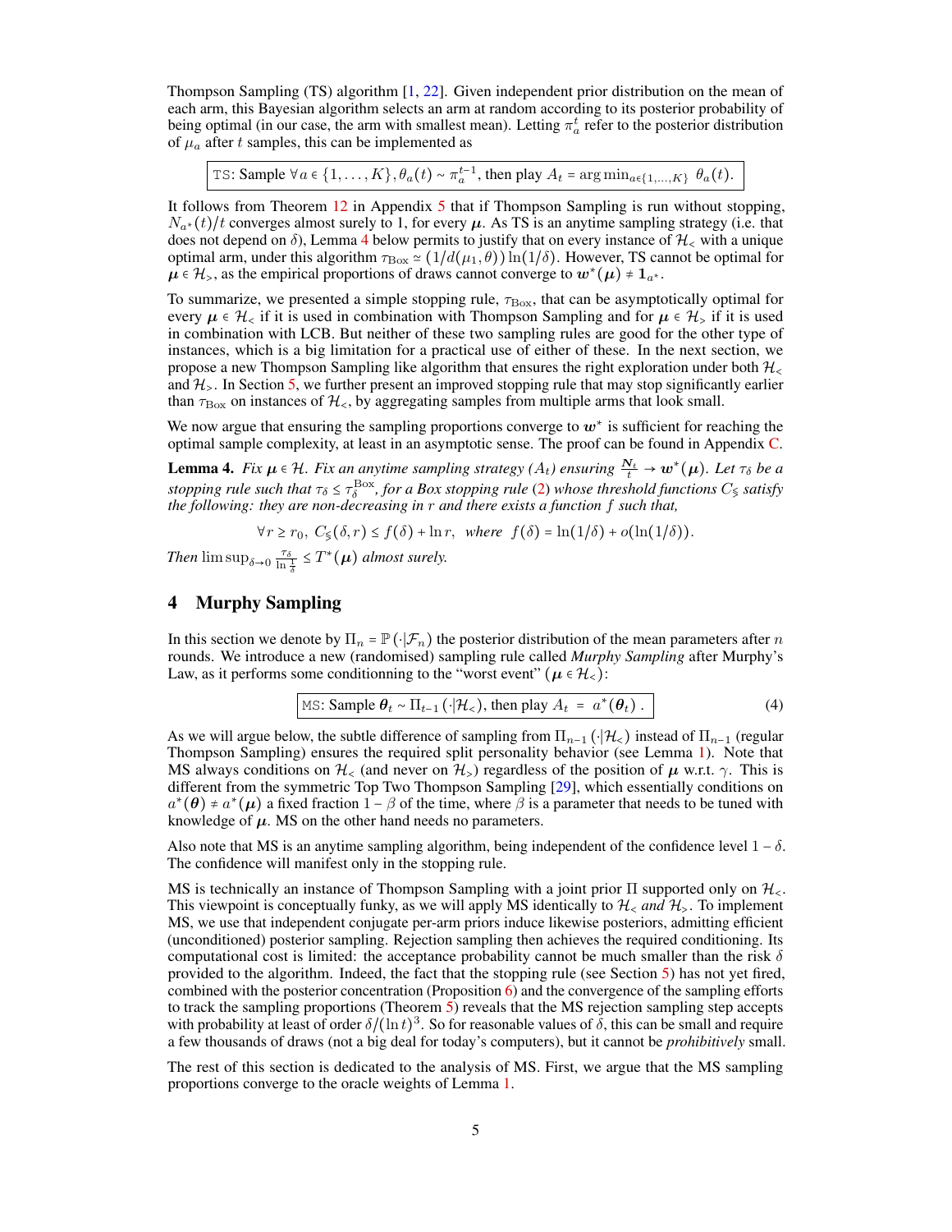Thompson Sampling (TS) algorithm [1, 22]. Given independent prior distribution on the mean of each arm, this Bayesian algorithm selects an arm at random according to its posterior probability of being optimal (in our case, the arm with smallest mean). Letting $\pi_a^t$ refer to the posterior distribution of $\mu_a$ after $t$ samples, this can be implemented as

$$\texttt{TS}\text{: Sample } \forall a \in \{1,\dots,K\}, \theta_a(t) \sim \pi_a^{t-1}, \text{ then play } A_t = \arg\min_{a\in\{1,\dots,K\}} \theta_a(t).$$

It follows from Theorem 12 in Appendix 5 that if Thompson Sampling is run without stopping, $N_{a^*}(t)/t$ converges almost surely to 1, for every $\boldsymbol{\mu}$. As TS is an anytime sampling strategy (i.e. that does not depend on $\delta$), Lemma 4 below permits to justify that on every instance of $\mathcal{H}_<$ with a unique optimal arm, under this algorithm $\tau_{\text{Box}} \simeq (1/d(\mu_1, \theta))\ln(1/\delta)$. However, TS cannot be optimal for $\boldsymbol{\mu} \in \mathcal{H}_>$, as the empirical proportions of draws cannot converge to $\boldsymbol{w}^*(\boldsymbol{\mu}) \neq \mathbf{1}_{a^*}$.

To summarize, we presented a simple stopping rule, $\tau_{\text{Box}}$, that can be asymptotically optimal for every $\boldsymbol{\mu} \in \mathcal{H}_<$ if it is used in combination with Thompson Sampling and for $\boldsymbol{\mu} \in \mathcal{H}_>$ if it is used in combination with LCB. But neither of these two sampling rules are good for the other type of instances, which is a big limitation for a practical use of either of these. In the next section, we propose a new Thompson Sampling like algorithm that ensures the right exploration under both $\mathcal{H}_<$ and $\mathcal{H}_>$. In Section 5, we further present an improved stopping rule that may stop significantly earlier than $\tau_{\text{Box}}$ on instances of $\mathcal{H}_<$, by aggregating samples from multiple arms that look small.

We now argue that ensuring the sampling proportions converge to $\boldsymbol{w}^*$ is sufficient for reaching the optimal sample complexity, at least in an asymptotic sense. The proof can be found in Appendix C.

**Lemma 4.** *Fix $\boldsymbol{\mu} \in \mathcal{H}$. Fix an anytime sampling strategy $(A_t)$ ensuring $\frac{\boldsymbol{N}_t}{t} \to \boldsymbol{w}^*(\boldsymbol{\mu})$. Let $\tau_\delta$ be a stopping rule such that $\tau_\delta \leq \tau_\delta^{\text{Box}}$, for a Box stopping rule (2) whose threshold functions $C_\lessgtr$ satisfy the following: they are non-decreasing in $r$ and there exists a function $f$ such that,*

$$\forall r \geq r_0,\ C_\lessgtr(\delta, r) \leq f(\delta) + \ln r, \quad \textit{where} \quad f(\delta) = \ln(1/\delta) + o(\ln(1/\delta)).$$

*Then* $\limsup_{\delta\to 0} \frac{\tau_\delta}{\ln\frac{1}{\delta}} \leq T^*(\boldsymbol{\mu})$ *almost surely.*

## 4 Murphy Sampling

In this section we denote by $\Pi_n = \mathbb{P}(\cdot|\mathcal{F}_n)$ the posterior distribution of the mean parameters after $n$ rounds. We introduce a new (randomised) sampling rule called *Murphy Sampling* after Murphy's Law, as it performs some conditionning to the "worst event" ($\boldsymbol{\mu} \in \mathcal{H}_<$):

$$\texttt{MS}\text{: Sample } \boldsymbol{\theta}_t \sim \Pi_{t-1}(\cdot|\mathcal{H}_<), \text{ then play } A_t = a^*(\boldsymbol{\theta}_t)\ . \tag{4}$$

As we will argue below, the subtle difference of sampling from $\Pi_{n-1}(\cdot|\mathcal{H}_<)$ instead of $\Pi_{n-1}$ (regular Thompson Sampling) ensures the required split personality behavior (see Lemma 1). Note that MS always conditions on $\mathcal{H}_<$ (and never on $\mathcal{H}_>$) regardless of the position of $\boldsymbol{\mu}$ w.r.t. $\gamma$. This is different from the symmetric Top Two Thompson Sampling [29], which essentially conditions on $a^*(\boldsymbol{\theta}) \neq a^*(\boldsymbol{\mu})$ a fixed fraction $1-\beta$ of the time, where $\beta$ is a parameter that needs to be tuned with knowledge of $\boldsymbol{\mu}$. MS on the other hand needs no parameters.

Also note that MS is an anytime sampling algorithm, being independent of the confidence level $1-\delta$. The confidence will manifest only in the stopping rule.

MS is technically an instance of Thompson Sampling with a joint prior $\Pi$ supported only on $\mathcal{H}_<$. This viewpoint is conceptually funky, as we will apply MS identically to $\mathcal{H}_<$ *and* $\mathcal{H}_>$. To implement MS, we use that independent conjugate per-arm priors induce likewise posteriors, admitting efficient (unconditioned) posterior sampling. Rejection sampling then achieves the required conditioning. Its computational cost is limited: the acceptance probability cannot be much smaller than the risk $\delta$ provided to the algorithm. Indeed, the fact that the stopping rule (see Section 5) has not yet fired, combined with the posterior concentration (Proposition 6) and the convergence of the sampling efforts to track the sampling proportions (Theorem 5) reveals that the MS rejection sampling step accepts with probability at least of order $\delta/(\ln t)^3$. So for reasonable values of $\delta$, this can be small and require a few thousands of draws (not a big deal for today's computers), but it cannot be *prohibitively* small.

The rest of this section is dedicated to the analysis of MS. First, we argue that the MS sampling proportions converge to the oracle weights of Lemma 1.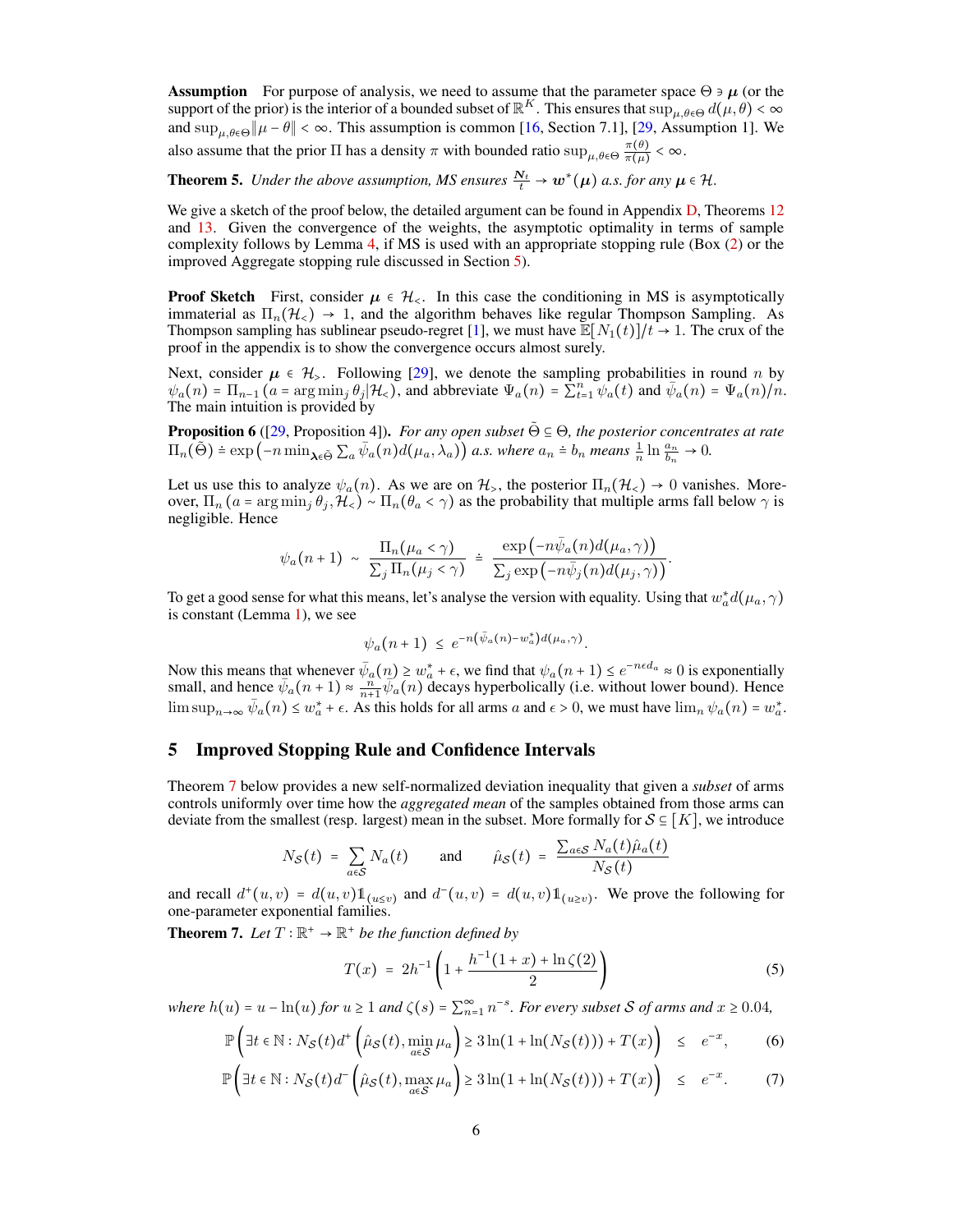**Assumption** For purpose of analysis, we need to assume that the parameter space $\Theta \ni \boldsymbol{\mu}$ (or the support of the prior) is the interior of a bounded subset of $\mathbb{R}^K$. This ensures that $\sup_{\mu,\theta\in\Theta} d(\mu,\theta) < \infty$ and $\sup_{\mu,\theta\in\Theta} \|\mu - \theta\| < \infty$. This assumption is common [16, Section 7.1], [29, Assumption 1]. We also assume that the prior $\Pi$ has a density $\pi$ with bounded ratio $\sup_{\mu,\theta\in\Theta} \frac{\pi(\theta)}{\pi(\mu)} < \infty$.

**Theorem 5.** *Under the above assumption, MS ensures* $\frac{\boldsymbol{N}_t}{t} \to \boldsymbol{w}^*(\boldsymbol{\mu})$ *a.s. for any* $\boldsymbol{\mu} \in \mathcal{H}$.

We give a sketch of the proof below, the detailed argument can be found in Appendix D, Theorems 12 and 13. Given the convergence of the weights, the asymptotic optimality in terms of sample complexity follows by Lemma 4, if MS is used with an appropriate stopping rule (Box (2) or the improved Aggregate stopping rule discussed in Section 5).

**Proof Sketch** First, consider $\boldsymbol{\mu} \in \mathcal{H}_<$. In this case the conditioning in MS is asymptotically immaterial as $\Pi_n(\mathcal{H}_<) \to 1$, and the algorithm behaves like regular Thompson Sampling. As Thompson sampling has sublinear pseudo-regret [1], we must have $\mathbb{E}[N_1(t)]/t \to 1$. The crux of the proof in the appendix is to show the convergence occurs almost surely.

Next, consider $\boldsymbol{\mu} \in \mathcal{H}_>$. Following [29], we denote the sampling probabilities in round $n$ by $\psi_a(n) = \Pi_{n-1}\left(a = \arg\min_j \theta_j | \mathcal{H}_<\right)$, and abbreviate $\Psi_a(n) = \sum_{t=1}^n \psi_a(t)$ and $\bar{\psi}_a(n) = \Psi_a(n)/n$. The main intuition is provided by

**Proposition 6** ([29, Proposition 4]). *For any open subset $\tilde{\Theta} \subseteq \Theta$, the posterior concentrates at rate $\Pi_n(\tilde{\Theta}) \doteq \exp\left(-n \min_{\boldsymbol{\lambda}\in\tilde{\Theta}} \sum_a \bar{\psi}_a(n) d(\mu_a, \lambda_a)\right)$ a.s. where $a_n \doteq b_n$ means $\frac{1}{n}\ln\frac{a_n}{b_n} \to 0$.*

Let us use this to analyze $\psi_a(n)$. As we are on $\mathcal{H}_>$, the posterior $\Pi_n(\mathcal{H}_<) \to 0$ vanishes. Moreover, $\Pi_n\left(a = \arg\min_j \theta_j, \mathcal{H}_<\right) \sim \Pi_n(\theta_a < \gamma)$ as the probability that multiple arms fall below $\gamma$ is negligible. Hence

$$\psi_a(n+1) \sim \frac{\Pi_n(\mu_a < \gamma)}{\sum_j \Pi_n(\mu_j < \gamma)} \doteq \frac{\exp\left(-n\bar{\psi}_a(n) d(\mu_a, \gamma)\right)}{\sum_j \exp\left(-n\bar{\psi}_j(n) d(\mu_j, \gamma)\right)}.$$

To get a good sense for what this means, let's analyse the version with equality. Using that $w_a^* d(\mu_a, \gamma)$ is constant (Lemma 1), we see

$$\psi_a(n+1) \le e^{-n\left(\bar{\psi}_a(n) - w_a^*\right) d(\mu_a, \gamma)}.$$

Now this means that whenever $\bar{\psi}_a(n) \ge w_a^* + \epsilon$, we find that $\psi_a(n+1) \le e^{-n\epsilon d_a} \approx 0$ is exponentially small, and hence $\bar{\psi}_a(n+1) \approx \frac{n}{n+1}\bar{\psi}_a(n)$ decays hyperbolically (i.e. without lower bound). Hence $\limsup_{n\to\infty} \bar{\psi}_a(n) \le w_a^* + \epsilon$. As this holds for all arms $a$ and $\epsilon > 0$, we must have $\lim_n \psi_a(n) = w_a^*$.

## 5 Improved Stopping Rule and Confidence Intervals

Theorem 7 below provides a new self-normalized deviation inequality that given a *subset* of arms controls uniformly over time how the *aggregated mean* of the samples obtained from those arms can deviate from the smallest (resp. largest) mean in the subset. More formally for $\mathcal{S} \subseteq [K]$, we introduce

$$N_{\mathcal{S}}(t) = \sum_{a\in\mathcal{S}} N_a(t) \qquad \text{and} \qquad \hat{\mu}_{\mathcal{S}}(t) = \frac{\sum_{a\in\mathcal{S}} N_a(t)\hat{\mu}_a(t)}{N_{\mathcal{S}}(t)}$$

and recall $d^+(u,v) = d(u,v)\mathbb{1}_{(u\le v)}$ and $d^-(u,v) = d(u,v)\mathbb{1}_{(u\ge v)}$. We prove the following for one-parameter exponential families.

**Theorem 7.** *Let $T : \mathbb{R}^+ \to \mathbb{R}^+$ be the function defined by*

$$T(x) = 2h^{-1}\left(1 + \frac{h^{-1}(1+x) + \ln\zeta(2)}{2}\right) \tag{5}$$

*where $h(u) = u - \ln(u)$ for $u \ge 1$ and $\zeta(s) = \sum_{n=1}^{\infty} n^{-s}$. For every subset $\mathcal{S}$ of arms and $x \ge 0.04$,*

$$\mathbb{P}\left(\exists t \in \mathbb{N} : N_{\mathcal{S}}(t) d^+\left(\hat{\mu}_{\mathcal{S}}(t), \min_{a\in\mathcal{S}} \mu_a\right) \ge 3\ln(1 + \ln(N_{\mathcal{S}}(t))) + T(x)\right) \le e^{-x}, \tag{6}$$

$$\mathbb{P}\left(\exists t \in \mathbb{N} : N_{\mathcal{S}}(t) d^-\left(\hat{\mu}_{\mathcal{S}}(t), \max_{a\in\mathcal{S}} \mu_a\right) \ge 3\ln(1 + \ln(N_{\mathcal{S}}(t))) + T(x)\right) \le e^{-x}. \tag{7}$$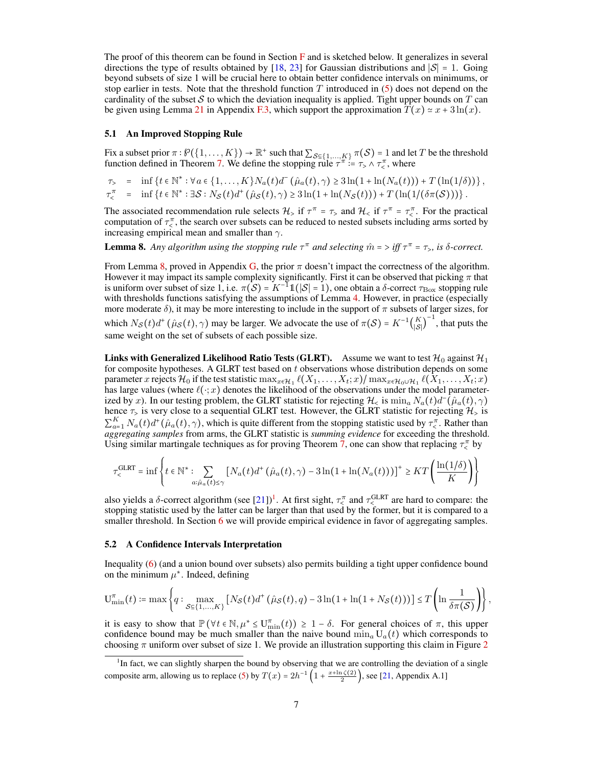The proof of this theorem can be found in Section F and is sketched below. It generalizes in several directions the type of results obtained by [18, 23] for Gaussian distributions and $|\mathcal{S}| = 1$. Going beyond subsets of size 1 will be crucial here to obtain better confidence intervals on minimums, or stop earlier in tests. Note that the threshold function $T$ introduced in (5) does not depend on the cardinality of the subset $\mathcal{S}$ to which the deviation inequality is applied. Tight upper bounds on $T$ can be given using Lemma 21 in Appendix F.3, which support the approximation $T(x) \simeq x + 3\ln(x)$.

### 5.1 An Improved Stopping Rule

Fix a subset prior $\pi : \wp(\{1,\dots,K\}) \to \mathbb{R}^+$ such that $\sum_{\mathcal{S}\subseteq\{1,\dots,K\}} \pi(\mathcal{S}) = 1$ and let $T$ be the threshold function defined in Theorem 7. We define the stopping rule $\tau^\pi := \tau_> \wedge \tau_<^\pi$, where

$$\begin{aligned}
\tau_> &= \inf\left\{t\in\mathbb{N}^* : \forall a\in\{1,\dots,K\} N_a(t) d^-\left(\hat{\mu}_a(t),\gamma\right) \geq 3\ln(1+\ln(N_a(t))) + T\left(\ln(1/\delta)\right)\right\},\\
\tau_<^\pi &= \inf\left\{t\in\mathbb{N}^* : \exists \mathcal{S} : N_{\mathcal{S}}(t) d^+\left(\hat{\mu}_{\mathcal{S}}(t),\gamma\right) \geq 3\ln(1+\ln(N_{\mathcal{S}}(t))) + T\left(\ln(1/(\delta\pi(\mathcal{S})))\right)\right\}.
\end{aligned}$$

The associated recommendation rule selects $\mathcal{H}_>$ if $\tau^\pi = \tau_>$ and $\mathcal{H}_<$ if $\tau^\pi = \tau_<^\pi$. For the practical computation of $\tau_<^\pi$, the search over subsets can be reduced to nested subsets including arms sorted by increasing empirical mean and smaller than $\gamma$.

**Lemma 8.** *Any algorithm using the stopping rule $\tau^\pi$ and selecting $\hat{m} = >$ iff $\tau^\pi = \tau_>$, is $\delta$-correct.*

From Lemma 8, proved in Appendix G, the prior $\pi$ doesn't impact the correctness of the algorithm. However it may impact its sample complexity significantly. First it can be observed that picking $\pi$ that is uniform over subset of size 1, i.e. $\pi(\mathcal{S}) = K^{-1}\mathbb{1}(|\mathcal{S}| = 1)$, one obtain a $\delta$-correct $\tau_{\text{Box}}$ stopping rule with thresholds functions satisfying the assumptions of Lemma 4. However, in practice (especially more moderate $\delta$), it may be more interesting to include in the support of $\pi$ subsets of larger sizes, for which $N_{\mathcal{S}}(t) d^+\left(\hat{\mu}_{\mathcal{S}}(t),\gamma\right)$ may be larger. We advocate the use of $\pi(\mathcal{S}) = K^{-1}\binom{K}{|\mathcal{S}|}^{-1}$, that puts the same weight on the set of subsets of each possible size.

**Links with Generalized Likelihood Ratio Tests (GLRT).** Assume we want to test $\mathcal{H}_0$ against $\mathcal{H}_1$ for composite hypotheses. A GLRT test based on $t$ observations whose distribution depends on some parameter $x$ rejects $\mathcal{H}_0$ if the test statistic $\max_{x\in\mathcal{H}_1} \ell(X_1,\dots,X_t;x)/\max_{x\in\mathcal{H}_0\cup\mathcal{H}_1} \ell(X_1,\dots,X_t;x)$ has large values (where $\ell(\cdot;x)$ denotes the likelihood of the observations under the model parameterized by $x$). In our testing problem, the GLRT statistic for rejecting $\mathcal{H}_<$ is $\min_a N_a(t) d^-(\hat{\mu}_a(t),\gamma)$ hence $\tau_>$ is very close to a sequential GLRT test. However, the GLRT statistic for rejecting $\mathcal{H}_>$ is $\sum_{a=1}^K N_a(t) d^+(\hat{\mu}_a(t),\gamma)$, which is quite different from the stopping statistic used by $\tau_<^\pi$. Rather than *aggregating samples* from arms, the GLRT statistic is *summing evidence* for exceeding the threshold. Using similar martingale techniques as for proving Theorem 7, one can show that replacing $\tau_<^\pi$ by

$$\tau_<^{\text{GLRT}} = \inf\left\{t\in\mathbb{N}^* : \sum_{a:\hat{\mu}_a(t)\leq\gamma} \left[N_a(t) d^+\left(\hat{\mu}_a(t),\gamma\right) - 3\ln(1+\ln(N_a(t)))\right]^+ \geq KT\left(\frac{\ln(1/\delta)}{K}\right)\right\}$$

also yields a $\delta$-correct algorithm (see [21])[1]. At first sight, $\tau_<^\pi$ and $\tau_<^{\text{GLRT}}$ are hard to compare: the stopping statistic used by the latter can be larger than that used by the former, but it is compared to a smaller threshold. In Section 6 we will provide empirical evidence in favor of aggregating samples.

### 5.2 A Confidence Intervals Interpretation

Inequality (6) (and a union bound over subsets) also permits building a tight upper confidence bound on the minimum $\mu^*$. Indeed, defining

$$\mathrm{U}_{\min}^\pi(t) := \max\left\{q : \max_{\mathcal{S}\subseteq\{1,\dots,K\}} \left[N_{\mathcal{S}}(t) d^+\left(\hat{\mu}_{\mathcal{S}}(t),q\right) - 3\ln(1+\ln(1+N_{\mathcal{S}}(t)))\right] \leq T\left(\ln\frac{1}{\delta\pi(\mathcal{S})}\right)\right\},$$

it is easy to show that $\mathbb{P}\left(\forall t\in\mathbb{N}, \mu^* \leq \mathrm{U}_{\min}^\pi(t)\right) \geq 1-\delta$. For general choices of $\pi$, this upper confidence bound may be much smaller than the naive bound $\min_a \mathrm{U}_a(t)$ which corresponds to choosing $\pi$ uniform over subset of size 1. We provide an illustration supporting this claim in Figure 2

[1] In fact, we can slightly sharpen the bound by observing that we are controlling the deviation of a single composite arm, allowing us to replace (5) by $T(x) = 2h^{-1}\left(1 + \frac{x+\ln\zeta(2)}{2}\right)$, see [21, Appendix A.1]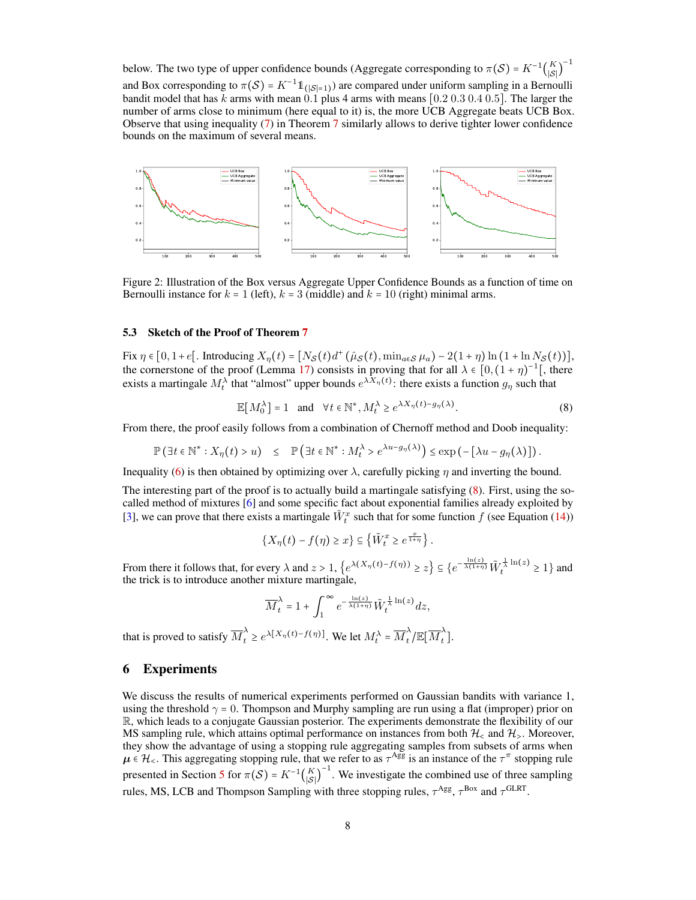below. The two type of upper confidence bounds (Aggregate corresponding to $\pi(\mathcal{S}) = K^{-1}\binom{K}{|\mathcal{S}|}^{-1}$ and Box corresponding to $\pi(\mathcal{S}) = K^{-1}\mathbb{1}_{(|\mathcal{S}|=1)}$) are compared under uniform sampling in a Bernoulli bandit model that has $k$ arms with mean 0.1 plus 4 arms with means $[0.2\ 0.3\ 0.4\ 0.5]$. The larger the number of arms close to minimum (here equal to it) is, the more UCB Aggregate beats UCB Box. Observe that using inequality (7) in Theorem 7 similarly allows to derive tighter lower confidence bounds on the maximum of several means.

Figure 2: Illustration of the Box versus Aggregate Upper Confidence Bounds as a function of time on Bernoulli instance for $k = 1$ (left), $k = 3$ (middle) and $k = 10$ (right) minimal arms.

### 5.3 Sketch of the Proof of Theorem 7

Fix $\eta \in [0, 1+e[$. Introducing $X_\eta(t) = [N_\mathcal{S}(t) d^+(\hat{\mu}_\mathcal{S}(t), \min_{a\in\mathcal{S}} \mu_a) - 2(1+\eta)\ln(1+\ln N_\mathcal{S}(t))]$, the cornerstone of the proof (Lemma 17) consists in proving that for all $\lambda \in [0, (1+\eta)^{-1}[$, there exists a martingale $M_t^\lambda$ that "almost" upper bounds $e^{\lambda X_\eta(t)}$: there exists a function $g_\eta$ such that

$$\mathbb{E}[M_0^\lambda] = 1 \quad \text{and} \quad \forall t \in \mathbb{N}^*, M_t^\lambda \geq e^{\lambda X_\eta(t) - g_\eta(\lambda)}. \tag{8}$$

From there, the proof easily follows from a combination of Chernoff method and Doob inequality:

$$\mathbb{P}\left(\exists t \in \mathbb{N}^* : X_\eta(t) > u\right) \quad \leq \quad \mathbb{P}\left(\exists t \in \mathbb{N}^* : M_t^\lambda > e^{\lambda u - g_\eta(\lambda)}\right) \leq \exp\left(-[\lambda u - g_\eta(\lambda)]\right).$$

Inequality (6) is then obtained by optimizing over $\lambda$, carefully picking $\eta$ and inverting the bound.

The interesting part of the proof is to actually build a martingale satisfying (8). First, using the so-called method of mixtures [6] and some specific fact about exponential families already exploited by [3], we can prove that there exists a martingale $\tilde{W}_t^x$ such that for some function $f$ (see Equation (14))

$$\{X_\eta(t) - f(\eta) \geq x\} \subseteq \left\{\tilde{W}_t^x \geq e^{\frac{x}{1+\eta}}\right\}.$$

From there it follows that, for every $\lambda$ and $z > 1$, $\left\{e^{\lambda(X_\eta(t) - f(\eta))} \geq z\right\} \subseteq \left\{e^{-\frac{\ln(z)}{\lambda(1+\eta)}} \tilde{W}_t^{\frac{1}{\lambda}\ln(z)} \geq 1\right\}$ and the trick is to introduce another mixture martingale,

$$\overline{M}_t^\lambda = 1 + \int_1^\infty e^{-\frac{\ln(z)}{\lambda(1+\eta)}} \tilde{W}_t^{\frac{1}{\lambda}\ln(z)} dz,$$

that is proved to satisfy $\overline{M}_t^\lambda \geq e^{\lambda[X_\eta(t) - f(\eta)]}$. We let $M_t^\lambda = \overline{M}_t^\lambda / \mathbb{E}[\overline{M}_t^\lambda]$.

## 6 Experiments

We discuss the results of numerical experiments performed on Gaussian bandits with variance 1, using the threshold $\gamma = 0$. Thompson and Murphy sampling are run using a flat (improper) prior on $\mathbb{R}$, which leads to a conjugate Gaussian posterior. The experiments demonstrate the flexibility of our MS sampling rule, which attains optimal performance on instances from both $\mathcal{H}_<$ and $\mathcal{H}_>$. Moreover, they show the advantage of using a stopping rule aggregating samples from subsets of arms when $\boldsymbol{\mu} \in \mathcal{H}_<$. This aggregating stopping rule, that we refer to as $\tau^{\text{Agg}}$ is an instance of the $\tau^\pi$ stopping rule presented in Section 5 for $\pi(\mathcal{S}) = K^{-1}\binom{K}{|\mathcal{S}|}^{-1}$. We investigate the combined use of three sampling rules, MS, LCB and Thompson Sampling with three stopping rules, $\tau^{\text{Agg}}$, $\tau^{\text{Box}}$ and $\tau^{\text{GLRT}}$.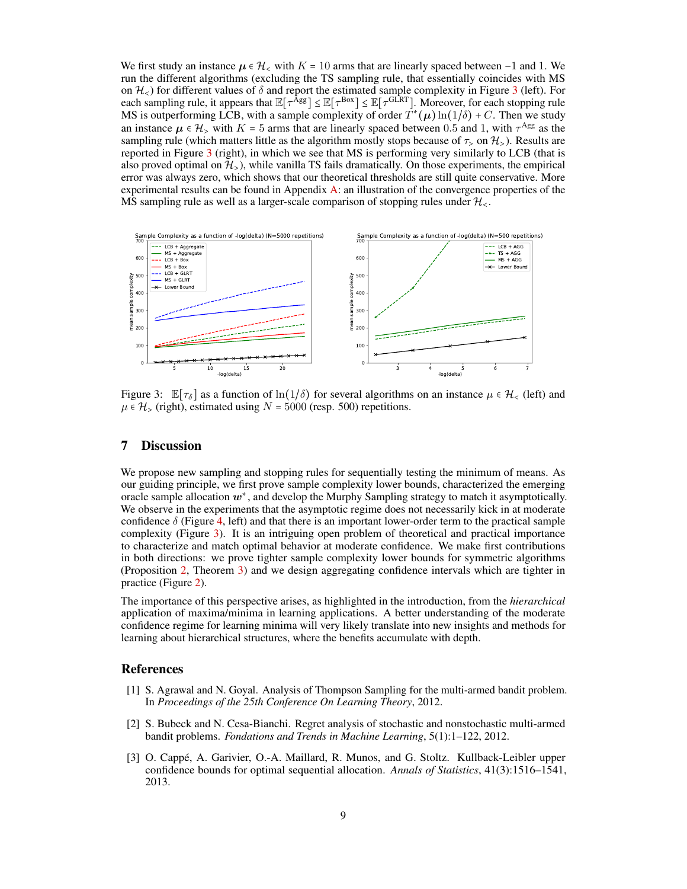We first study an instance $\boldsymbol{\mu} \in \mathcal{H}_<$ with $K = 10$ arms that are linearly spaced between $-1$ and $1$. We run the different algorithms (excluding the TS sampling rule, that essentially coincides with MS on $\mathcal{H}_<$) for different values of $\delta$ and report the estimated sample complexity in Figure 3 (left). For each sampling rule, it appears that $\mathbb{E}[\tau^{\text{Agg}}] \le \mathbb{E}[\tau^{\text{Box}}] \le \mathbb{E}[\tau^{\text{GLRT}}]$. Moreover, for each stopping rule MS is outperforming LCB, with a sample complexity of order $T^*(\boldsymbol{\mu})\ln(1/\delta) + C$. Then we study an instance $\boldsymbol{\mu} \in \mathcal{H}_>$ with $K = 5$ arms that are linearly spaced between $0.5$ and $1$, with $\tau^{\text{Agg}}$ as the sampling rule (which matters little as the algorithm mostly stops because of $\tau_>$ on $\mathcal{H}_>$). Results are reported in Figure 3 (right), in which we see that MS is performing very similarly to LCB (that is also proved optimal on $\mathcal{H}_>$), while vanilla TS fails dramatically. On those experiments, the empirical error was always zero, which shows that our theoretical thresholds are still quite conservative. More experimental results can be found in Appendix A: an illustration of the convergence properties of the MS sampling rule as well as a larger-scale comparison of stopping rules under $\mathcal{H}_<$.

Figure 3: $\mathbb{E}[\tau_\delta]$ as a function of $\ln(1/\delta)$ for several algorithms on an instance $\mu \in \mathcal{H}_<$ (left) and $\mu \in \mathcal{H}_>$ (right), estimated using $N = 5000$ (resp. 500) repetitions.

## 7 Discussion

We propose new sampling and stopping rules for sequentially testing the minimum of means. As our guiding principle, we first prove sample complexity lower bounds, characterized the emerging oracle sample allocation $\boldsymbol{w}^*$, and develop the Murphy Sampling strategy to match it asymptotically. We observe in the experiments that the asymptotic regime does not necessarily kick in at moderate confidence $\delta$ (Figure 4, left) and that there is an important lower-order term to the practical sample complexity (Figure 3). It is an intriguing open problem of theoretical and practical importance to characterize and match optimal behavior at moderate confidence. We make first contributions in both directions: we prove tighter sample complexity lower bounds for symmetric algorithms (Proposition 2, Theorem 3) and we design aggregating confidence intervals which are tighter in practice (Figure 2).

The importance of this perspective arises, as highlighted in the introduction, from the *hierarchical* application of maxima/minima in learning applications. A better understanding of the moderate confidence regime for learning minima will very likely translate into new insights and methods for learning about hierarchical structures, where the benefits accumulate with depth.

## References

[1] S. Agrawal and N. Goyal. Analysis of Thompson Sampling for the multi-armed bandit problem. In *Proceedings of the 25th Conference On Learning Theory*, 2012.

[2] S. Bubeck and N. Cesa-Bianchi. Regret analysis of stochastic and nonstochastic multi-armed bandit problems. *Fondations and Trends in Machine Learning*, 5(1):1–122, 2012.

[3] O. Cappé, A. Garivier, O.-A. Maillard, R. Munos, and G. Stoltz. Kullback-Leibler upper confidence bounds for optimal sequential allocation. *Annals of Statistics*, 41(3):1516–1541, 2013.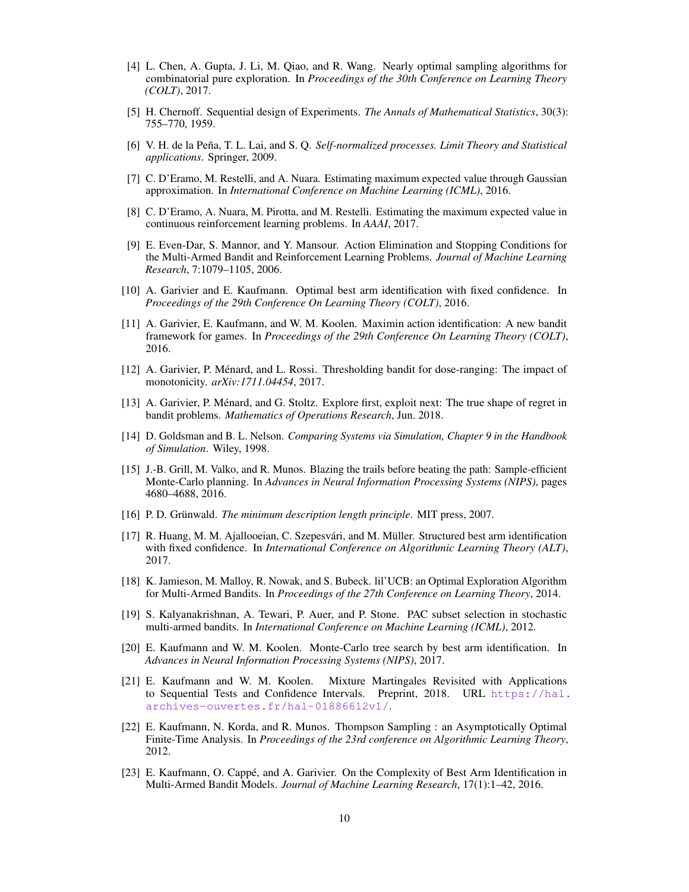[4] L. Chen, A. Gupta, J. Li, M. Qiao, and R. Wang. Nearly optimal sampling algorithms for combinatorial pure exploration. In *Proceedings of the 30th Conference on Learning Theory (COLT)*, 2017.

[5] H. Chernoff. Sequential design of Experiments. *The Annals of Mathematical Statistics*, 30(3): 755–770, 1959.

[6] V. H. de la Peña, T. L. Lai, and S. Q. *Self-normalized processes. Limit Theory and Statistical applications*. Springer, 2009.

[7] C. D'Eramo, M. Restelli, and A. Nuara. Estimating maximum expected value through Gaussian approximation. In *International Conference on Machine Learning (ICML)*, 2016.

[8] C. D'Eramo, A. Nuara, M. Pirotta, and M. Restelli. Estimating the maximum expected value in continuous reinforcement learning problems. In *AAAI*, 2017.

[9] E. Even-Dar, S. Mannor, and Y. Mansour. Action Elimination and Stopping Conditions for the Multi-Armed Bandit and Reinforcement Learning Problems. *Journal of Machine Learning Research*, 7:1079–1105, 2006.

[10] A. Garivier and E. Kaufmann. Optimal best arm identification with fixed confidence. In *Proceedings of the 29th Conference On Learning Theory (COLT)*, 2016.

[11] A. Garivier, E. Kaufmann, and W. M. Koolen. Maximin action identification: A new bandit framework for games. In *Proceedings of the 29th Conference On Learning Theory (COLT)*, 2016.

[12] A. Garivier, P. Ménard, and L. Rossi. Thresholding bandit for dose-ranging: The impact of monotonicity. *arXiv:1711.04454*, 2017.

[13] A. Garivier, P. Ménard, and G. Stoltz. Explore first, exploit next: The true shape of regret in bandit problems. *Mathematics of Operations Research*, Jun. 2018.

[14] D. Goldsman and B. L. Nelson. *Comparing Systems via Simulation, Chapter 9 in the Handbook of Simulation*. Wiley, 1998.

[15] J.-B. Grill, M. Valko, and R. Munos. Blazing the trails before beating the path: Sample-efficient Monte-Carlo planning. In *Advances in Neural Information Processing Systems (NIPS)*, pages 4680–4688, 2016.

[16] P. D. Grünwald. *The minimum description length principle*. MIT press, 2007.

[17] R. Huang, M. M. Ajallooeian, C. Szepesvári, and M. Müller. Structured best arm identification with fixed confidence. In *International Conference on Algorithmic Learning Theory (ALT)*, 2017.

[18] K. Jamieson, M. Malloy, R. Nowak, and S. Bubeck. lil'UCB: an Optimal Exploration Algorithm for Multi-Armed Bandits. In *Proceedings of the 27th Conference on Learning Theory*, 2014.

[19] S. Kalyanakrishnan, A. Tewari, P. Auer, and P. Stone. PAC subset selection in stochastic multi-armed bandits. In *International Conference on Machine Learning (ICML)*, 2012.

[20] E. Kaufmann and W. M. Koolen. Monte-Carlo tree search by best arm identification. In *Advances in Neural Information Processing Systems (NIPS)*, 2017.

[21] E. Kaufmann and W. M. Koolen. Mixture Martingales Revisited with Applications to Sequential Tests and Confidence Intervals. Preprint, 2018. URL https://hal.archives-ouvertes.fr/hal-01886612v1/.

[22] E. Kaufmann, N. Korda, and R. Munos. Thompson Sampling : an Asymptotically Optimal Finite-Time Analysis. In *Proceedings of the 23rd conference on Algorithmic Learning Theory*, 2012.

[23] E. Kaufmann, O. Cappé, and A. Garivier. On the Complexity of Best Arm Identification in Multi-Armed Bandit Models. *Journal of Machine Learning Research*, 17(1):1–42, 2016.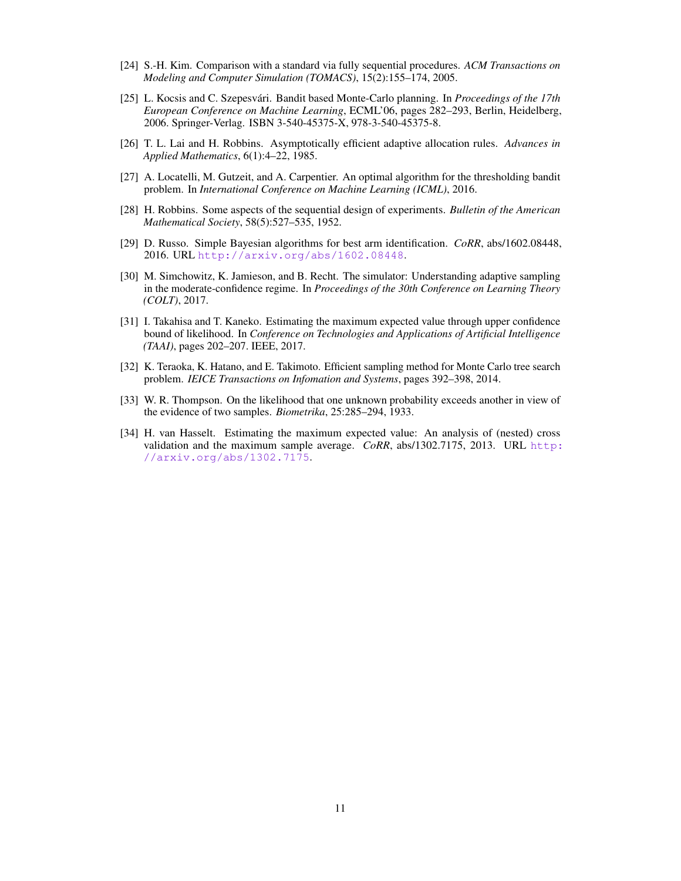[24] S.-H. Kim. Comparison with a standard via fully sequential procedures. *ACM Transactions on Modeling and Computer Simulation (TOMACS)*, 15(2):155–174, 2005.

[25] L. Kocsis and C. Szepesvári. Bandit based Monte-Carlo planning. In *Proceedings of the 17th European Conference on Machine Learning*, ECML'06, pages 282–293, Berlin, Heidelberg, 2006. Springer-Verlag. ISBN 3-540-45375-X, 978-3-540-45375-8.

[26] T. L. Lai and H. Robbins. Asymptotically efficient adaptive allocation rules. *Advances in Applied Mathematics*, 6(1):4–22, 1985.

[27] A. Locatelli, M. Gutzeit, and A. Carpentier. An optimal algorithm for the thresholding bandit problem. In *International Conference on Machine Learning (ICML)*, 2016.

[28] H. Robbins. Some aspects of the sequential design of experiments. *Bulletin of the American Mathematical Society*, 58(5):527–535, 1952.

[29] D. Russo. Simple Bayesian algorithms for best arm identification. *CoRR*, abs/1602.08448, 2016. URL http://arxiv.org/abs/1602.08448.

[30] M. Simchowitz, K. Jamieson, and B. Recht. The simulator: Understanding adaptive sampling in the moderate-confidence regime. In *Proceedings of the 30th Conference on Learning Theory (COLT)*, 2017.

[31] I. Takahisa and T. Kaneko. Estimating the maximum expected value through upper confidence bound of likelihood. In *Conference on Technologies and Applications of Artificial Intelligence (TAAI)*, pages 202–207. IEEE, 2017.

[32] K. Teraoka, K. Hatano, and E. Takimoto. Efficient sampling method for Monte Carlo tree search problem. *IEICE Transactions on Infomation and Systems*, pages 392–398, 2014.

[33] W. R. Thompson. On the likelihood that one unknown probability exceeds another in view of the evidence of two samples. *Biometrika*, 25:285–294, 1933.

[34] H. van Hasselt. Estimating the maximum expected value: An analysis of (nested) cross validation and the maximum sample average. *CoRR*, abs/1302.7175, 2013. URL http://arxiv.org/abs/1302.7175.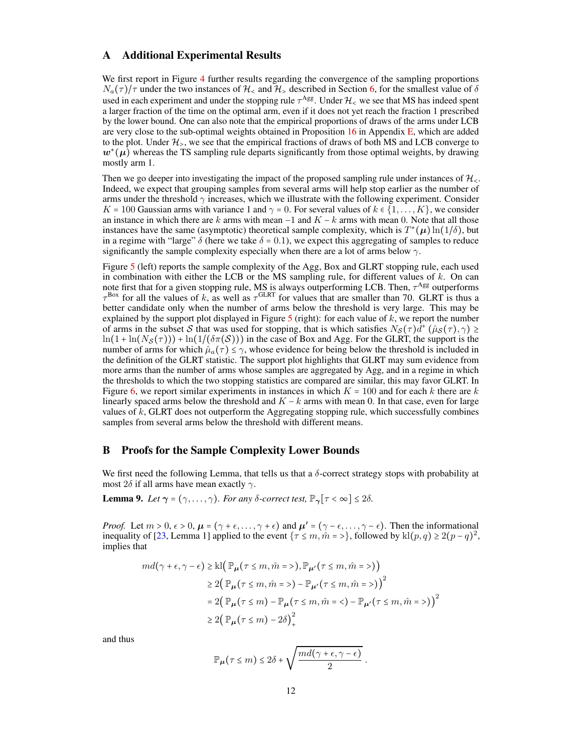## A Additional Experimental Results

We first report in Figure 4 further results regarding the convergence of the sampling proportions $N_a(\tau)/\tau$ under the two instances of $\mathcal{H}_<$ and $\mathcal{H}_>$ described in Section 6, for the smallest value of $\delta$ used in each experiment and under the stopping rule $\tau^{\text{Agg}}$. Under $\mathcal{H}_<$ we see that MS has indeed spent a larger fraction of the time on the optimal arm, even if it does not yet reach the fraction 1 prescribed by the lower bound. One can also note that the empirical proportions of draws of the arms under LCB are very close to the sub-optimal weights obtained in Proposition 16 in Appendix E, which are added to the plot. Under $\mathcal{H}_>$, we see that the empirical fractions of draws of both MS and LCB converge to $\boldsymbol{w}^*(\boldsymbol{\mu})$ whereas the TS sampling rule departs significantly from those optimal weights, by drawing mostly arm 1.

Then we go deeper into investigating the impact of the proposed sampling rule under instances of $\mathcal{H}_<$. Indeed, we expect that grouping samples from several arms will help stop earlier as the number of arms under the threshold $\gamma$ increases, which we illustrate with the following experiment. Consider $K = 100$ Gaussian arms with variance 1 and $\gamma = 0$. For several values of $k \in \{1, \dots, K\}$, we consider an instance in which there are $k$ arms with mean $-1$ and $K - k$ arms with mean 0. Note that all those instances have the same (asymptotic) theoretical sample complexity, which is $T^*(\boldsymbol{\mu}) \ln(1/\delta)$, but in a regime with "large" $\delta$ (here we take $\delta = 0.1$), we expect this aggregating of samples to reduce significantly the sample complexity especially when there are a lot of arms below $\gamma$.

Figure 5 (left) reports the sample complexity of the Agg, Box and GLRT stopping rule, each used in combination with either the LCB or the MS sampling rule, for different values of $k$. On can note first that for a given stopping rule, MS is always outperforming LCB. Then, $\tau^{\text{Agg}}$ outperforms $\tau^{\text{Box}}$ for all the values of $k$, as well as $\tau^{\text{GLRT}}$ for values that are smaller than 70. GLRT is thus a better candidate only when the number of arms below the threshold is very large. This may be explained by the support plot displayed in Figure 5 (right): for each value of $k$, we report the number of arms in the subset $\mathcal{S}$ that was used for stopping, that is which satisfies $N_{\mathcal{S}}(\tau) d^+(\hat{\mu}_{\mathcal{S}}(\tau), \gamma) \geq \ln(1 + \ln(N_{\mathcal{S}}(\tau))) + \ln(1/(\delta\pi(\mathcal{S})))$ in the case of Box and Agg. For the GLRT, the support is the number of arms for which $\hat{\mu}_a(\tau) \leq \gamma$, whose evidence for being below the threshold is included in the definition of the GLRT statistic. The support plot highlights that GLRT may sum evidence from more arms than the number of arms whose samples are aggregated by Agg, and in a regime in which the thresholds to which the two stopping statistics are compared are similar, this may favor GLRT. In Figure 6, we report similar experiments in instances in which $K = 100$ and for each $k$ there are $k$ linearly spaced arms below the threshold and $K - k$ arms with mean 0. In that case, even for large values of $k$, GLRT does not outperform the Aggregating stopping rule, which successfully combines samples from several arms below the threshold with different means.

## B Proofs for the Sample Complexity Lower Bounds

We first need the following Lemma, that tells us that a $\delta$-correct strategy stops with probability at most $2\delta$ if all arms have mean exactly $\gamma$.

**Lemma 9.** *Let $\boldsymbol{\gamma} = (\gamma, \dots, \gamma)$. For any $\delta$-correct test, $\mathbb{P}_{\boldsymbol{\gamma}}[\tau < \infty] \leq 2\delta$.*

*Proof.* Let $m > 0$, $\epsilon > 0$, $\boldsymbol{\mu} = (\gamma + \epsilon, \dots, \gamma + \epsilon)$ and $\boldsymbol{\mu}' = (\gamma - \epsilon, \dots, \gamma - \epsilon)$. Then the informational inequality of [23, Lemma 1] applied to the event $\{\tau \leq m, \hat{m} = >\}$, followed by $\text{kl}(p, q) \geq 2(p - q)^2$, implies that

$$
\begin{aligned}
m d(\gamma + \epsilon, \gamma - \epsilon) &\geq \text{kl}\big(\mathbb{P}_{\boldsymbol{\mu}}(\tau \leq m, \hat{m} = >), \mathbb{P}_{\boldsymbol{\mu}'}(\tau \leq m, \hat{m} = >)\big) \\
&\geq 2\big(\mathbb{P}_{\boldsymbol{\mu}}(\tau \leq m, \hat{m} = >) - \mathbb{P}_{\boldsymbol{\mu}'}(\tau \leq m, \hat{m} = >)\big)^2 \\
&= 2\big(\mathbb{P}_{\boldsymbol{\mu}}(\tau \leq m) - \mathbb{P}_{\boldsymbol{\mu}}(\tau \leq m, \hat{m} = <) - \mathbb{P}_{\boldsymbol{\mu}'}(\tau \leq m, \hat{m} = >)\big)^2 \\
&\geq 2\big(\mathbb{P}_{\boldsymbol{\mu}}(\tau \leq m) - 2\delta\big)_+^2
\end{aligned}
$$

and thus

$$
\mathbb{P}_{\boldsymbol{\mu}}(\tau \leq m) \leq 2\delta + \sqrt{\frac{m d(\gamma + \epsilon, \gamma - \epsilon)}{2}} \,.
$$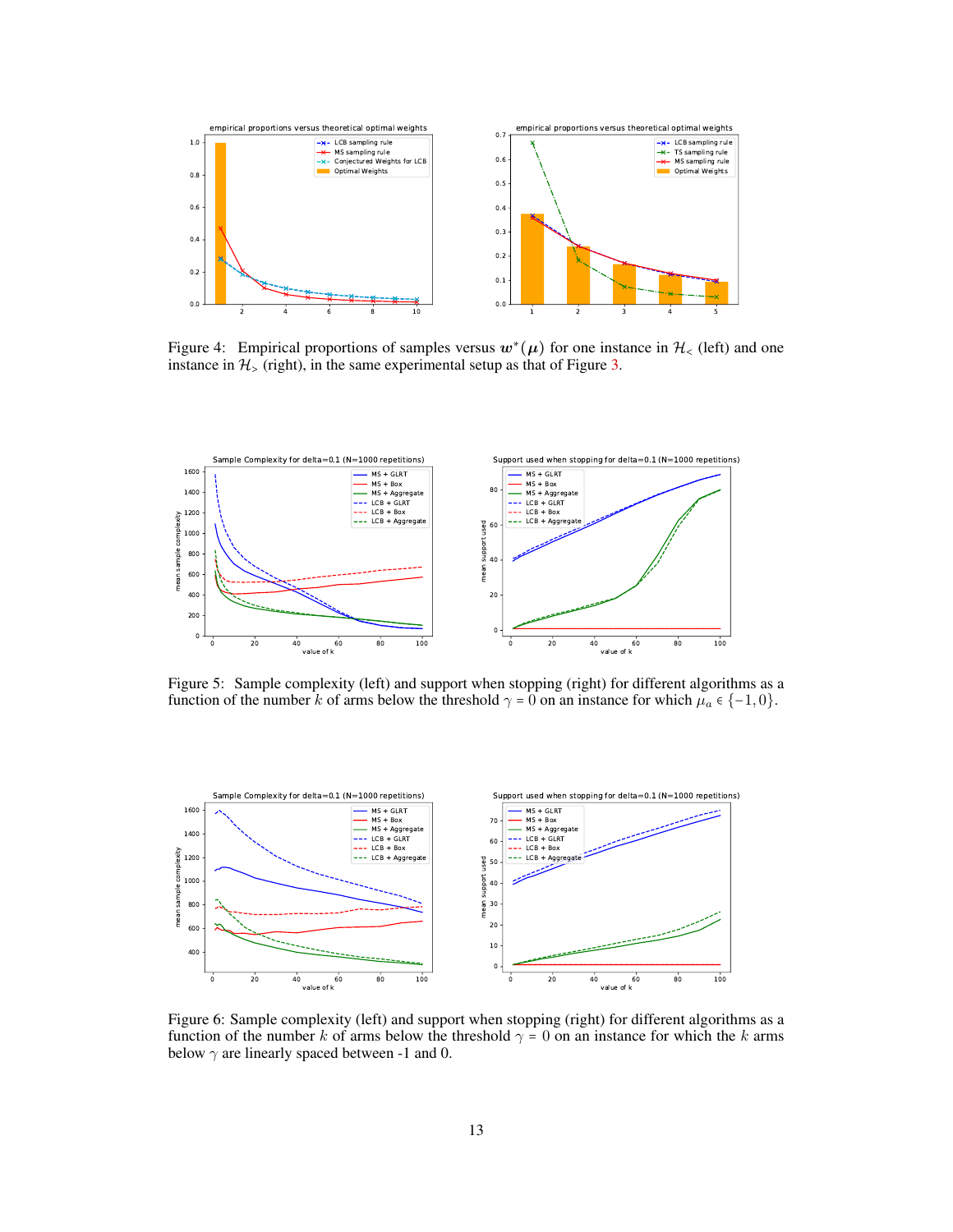Figure 4: Empirical proportions of samples versus $\boldsymbol{w}^*(\boldsymbol{\mu})$ for one instance in $\mathcal{H}_<$ (left) and one instance in $\mathcal{H}_>$ (right), in the same experimental setup as that of Figure 3.

Figure 5: Sample complexity (left) and support when stopping (right) for different algorithms as a function of the number $k$ of arms below the threshold $\gamma = 0$ on an instance for which $\mu_a \in \{-1, 0\}$.

Figure 6: Sample complexity (left) and support when stopping (right) for different algorithms as a function of the number $k$ of arms below the threshold $\gamma = 0$ on an instance for which the $k$ arms below $\gamma$ are linearly spaced between -1 and 0.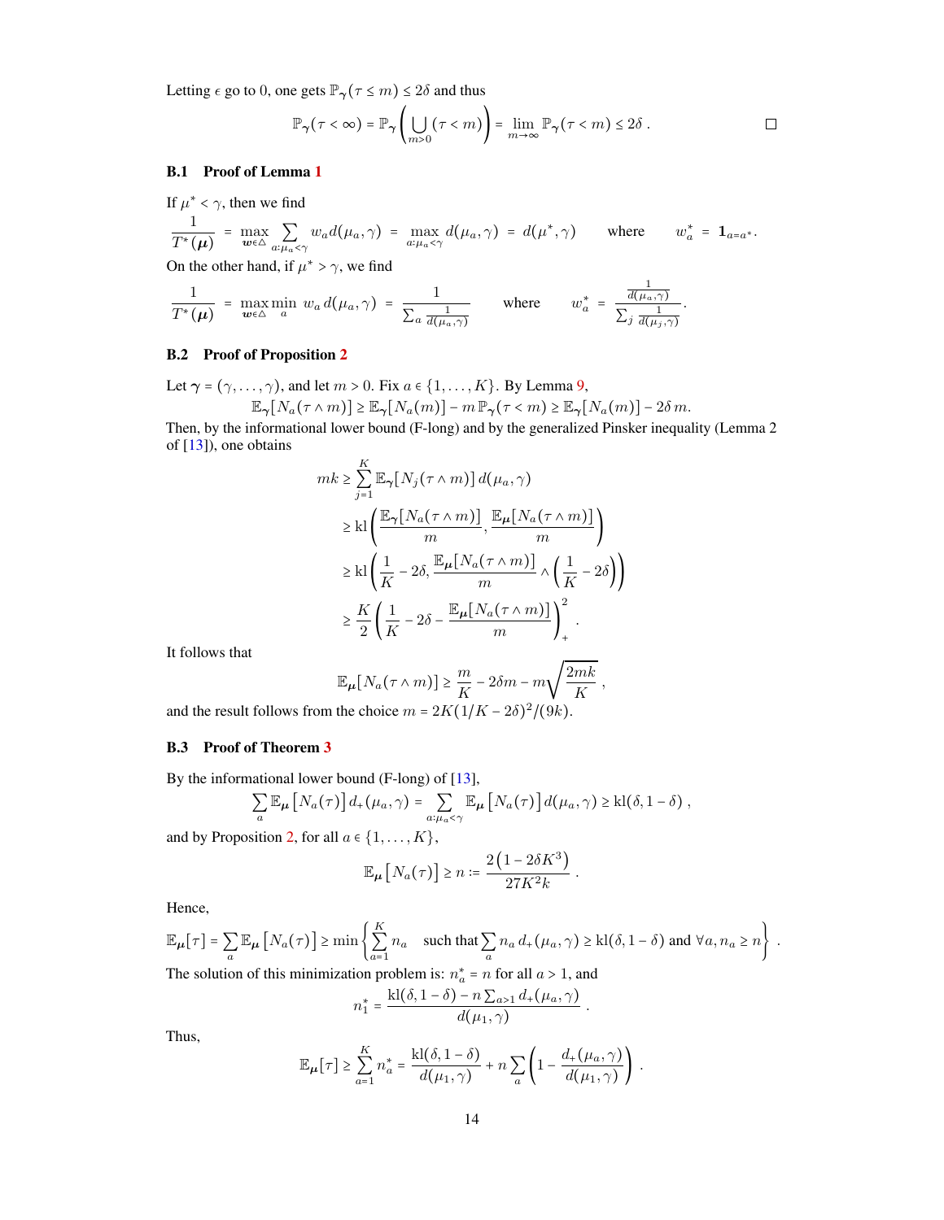Letting $\epsilon$ go to 0, one gets $\mathbb{P}_{\boldsymbol{\gamma}}(\tau \le m) \le 2\delta$ and thus

$$\mathbb{P}_{\boldsymbol{\gamma}}(\tau < \infty) = \mathbb{P}_{\boldsymbol{\gamma}}\left(\bigcup_{m>0}(\tau < m)\right) = \lim_{m\to\infty} \mathbb{P}_{\boldsymbol{\gamma}}(\tau < m) \le 2\delta\,. \qquad \square$$

### B.1 Proof of Lemma 1

If $\mu^* < \gamma$, then we find

$$\frac{1}{T^*(\boldsymbol{\mu})} = \max_{\boldsymbol{w}\in\triangle} \sum_{a:\mu_a<\gamma} w_a d(\mu_a,\gamma) = \max_{a:\mu_a<\gamma} d(\mu_a,\gamma) = d(\mu^*,\gamma) \qquad \text{where} \qquad w_a^* = \mathbf{1}_{a=a^*}.$$

On the other hand, if $\mu^* > \gamma$, we find

$$\frac{1}{T^*(\boldsymbol{\mu})} = \max_{\boldsymbol{w}\in\triangle} \min_a \; w_a\, d(\mu_a,\gamma) = \frac{1}{\sum_a \frac{1}{d(\mu_a,\gamma)}} \qquad \text{where} \qquad w_a^* = \frac{\frac{1}{d(\mu_a,\gamma)}}{\sum_j \frac{1}{d(\mu_j,\gamma)}}.$$

### B.2 Proof of Proposition 2

Let $\boldsymbol{\gamma} = (\gamma,\dots,\gamma)$, and let $m>0$. Fix $a \in \{1,\dots,K\}$. By Lemma 9,

$$\mathbb{E}_{\boldsymbol{\gamma}}[N_a(\tau\wedge m)] \ge \mathbb{E}_{\boldsymbol{\gamma}}[N_a(m)] - m\,\mathbb{P}_{\boldsymbol{\gamma}}(\tau < m) \ge \mathbb{E}_{\boldsymbol{\gamma}}[N_a(m)] - 2\delta\, m.$$

Then, by the informational lower bound (F-long) and by the generalized Pinsker inequality (Lemma 2 of [13]), one obtains

$$\begin{aligned}
mk &\ge \sum_{j=1}^{K} \mathbb{E}_{\boldsymbol{\gamma}}[N_j(\tau\wedge m)]\, d(\mu_a,\gamma) \\
&\ge \mathrm{kl}\left(\frac{\mathbb{E}_{\boldsymbol{\gamma}}[N_a(\tau\wedge m)]}{m}, \frac{\mathbb{E}_{\boldsymbol{\mu}}[N_a(\tau\wedge m)]}{m}\right) \\
&\ge \mathrm{kl}\left(\frac{1}{K} - 2\delta, \frac{\mathbb{E}_{\boldsymbol{\mu}}[N_a(\tau\wedge m)]}{m} \wedge \left(\frac{1}{K} - 2\delta\right)\right) \\
&\ge \frac{K}{2}\left(\frac{1}{K} - 2\delta - \frac{\mathbb{E}_{\boldsymbol{\mu}}[N_a(\tau\wedge m)]}{m}\right)_+^2 .
\end{aligned}$$

It follows that

$$\mathbb{E}_{\boldsymbol{\mu}}[N_a(\tau\wedge m)] \ge \frac{m}{K} - 2\delta m - m\sqrt{\frac{2mk}{K}}\,,$$

and the result follows from the choice $m = 2K(1/K - 2\delta)^2/(9k)$.

### B.3 Proof of Theorem 3

By the informational lower bound (F-long) of [13],

$$\sum_a \mathbb{E}_{\boldsymbol{\mu}}\big[N_a(\tau)\big]\, d_+(\mu_a,\gamma) = \sum_{a:\mu_a<\gamma} \mathbb{E}_{\boldsymbol{\mu}}\big[N_a(\tau)\big]\, d(\mu_a,\gamma) \ge \mathrm{kl}(\delta, 1-\delta)\,,$$

and by Proposition 2, for all $a \in \{1,\dots,K\}$,

$$\mathbb{E}_{\boldsymbol{\mu}}\big[N_a(\tau)\big] \ge n := \frac{2\big(1-2\delta K^3\big)}{27K^2 k}\,.$$

Hence,

$$\mathbb{E}_{\boldsymbol{\mu}}[\tau] = \sum_a \mathbb{E}_{\boldsymbol{\mu}}\big[N_a(\tau)\big] \ge \min\left\{\sum_{a=1}^{K} n_a \quad \text{such that} \sum_a n_a\, d_+(\mu_a,\gamma) \ge \mathrm{kl}(\delta,1-\delta) \text{ and } \forall a, n_a \ge n\right\}.$$

The solution of this minimization problem is: $n_a^* = n$ for all $a > 1$, and

$$n_1^* = \frac{\mathrm{kl}(\delta,1-\delta) - n\sum_{a>1} d_+(\mu_a,\gamma)}{d(\mu_1,\gamma)}\,.$$

Thus,

$$\mathbb{E}_{\boldsymbol{\mu}}[\tau] \ge \sum_{a=1}^{K} n_a^* = \frac{\mathrm{kl}(\delta,1-\delta)}{d(\mu_1,\gamma)} + n\sum_a \left(1 - \frac{d_+(\mu_a,\gamma)}{d(\mu_1,\gamma)}\right)\,.$$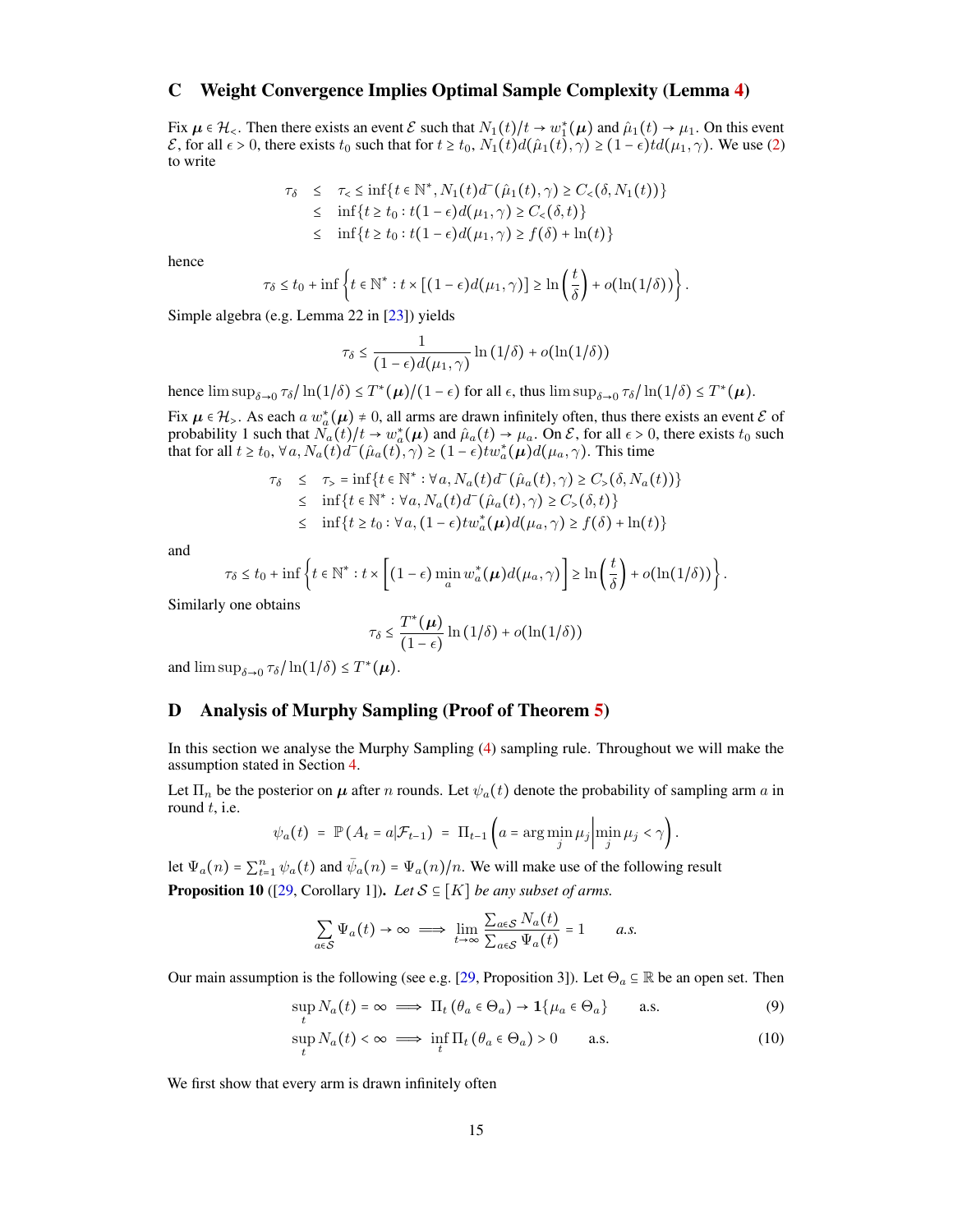# C Weight Convergence Implies Optimal Sample Complexity (Lemma 4)

Fix $\boldsymbol{\mu} \in \mathcal{H}_<$. Then there exists an event $\mathcal{E}$ such that $N_1(t)/t \to w_1^*(\boldsymbol{\mu})$ and $\hat{\mu}_1(t) \to \mu_1$. On this event $\mathcal{E}$, for all $\epsilon > 0$, there exists $t_0$ such that for $t \geq t_0$, $N_1(t) d(\hat{\mu}_1(t), \gamma) \geq (1-\epsilon) t d(\mu_1, \gamma)$. We use (2) to write

$$
\begin{aligned}
\tau_\delta &\leq \tau_< \leq \inf\{t \in \mathbb{N}^*, N_1(t) d^-(\hat{\mu}_1(t), \gamma) \geq C_<(\delta, N_1(t))\} \\
&\leq \inf\{t \geq t_0 : t(1-\epsilon) d(\mu_1, \gamma) \geq C_<(\delta, t)\} \\
&\leq \inf\{t \geq t_0 : t(1-\epsilon) d(\mu_1, \gamma) \geq f(\delta) + \ln(t)\}
\end{aligned}
$$

hence

$$
\tau_\delta \leq t_0 + \inf\left\{t \in \mathbb{N}^* : t \times [(1-\epsilon) d(\mu_1, \gamma)] \geq \ln\left(\frac{t}{\delta}\right) + o(\ln(1/\delta))\right\}.
$$

Simple algebra (e.g. Lemma 22 in [23]) yields

$$
\tau_\delta \leq \frac{1}{(1-\epsilon) d(\mu_1, \gamma)} \ln(1/\delta) + o(\ln(1/\delta))
$$

hence $\limsup_{\delta \to 0} \tau_\delta / \ln(1/\delta) \leq T^*(\boldsymbol{\mu})/(1-\epsilon)$ for all $\epsilon$, thus $\limsup_{\delta \to 0} \tau_\delta / \ln(1/\delta) \leq T^*(\boldsymbol{\mu})$.

Fix $\boldsymbol{\mu} \in \mathcal{H}_>$. As each $a$ $w_a^*(\boldsymbol{\mu}) \neq 0$, all arms are drawn infinitely often, thus there exists an event $\mathcal{E}$ of probability 1 such that $N_a(t)/t \to w_a^*(\boldsymbol{\mu})$ and $\hat{\mu}_a(t) \to \mu_a$. On $\mathcal{E}$, for all $\epsilon > 0$, there exists $t_0$ such that for all $t \geq t_0$, $\forall a, N_a(t) d^-(\hat{\mu}_a(t), \gamma) \geq (1-\epsilon) t w_a^*(\boldsymbol{\mu}) d(\mu_a, \gamma)$. This time

$$
\begin{aligned}
\tau_\delta &\leq \tau_> = \inf\{t \in \mathbb{N}^* : \forall a, N_a(t) d^-(\hat{\mu}_a(t), \gamma) \geq C_>(\delta, N_a(t))\} \\
&\leq \inf\{t \in \mathbb{N}^* : \forall a, N_a(t) d^-(\hat{\mu}_a(t), \gamma) \geq C_>(\delta, t)\} \\
&\leq \inf\{t \geq t_0 : \forall a, (1-\epsilon) t w_a^*(\boldsymbol{\mu}) d(\mu_a, \gamma) \geq f(\delta) + \ln(t)\}
\end{aligned}
$$

and

$$
\tau_\delta \leq t_0 + \inf\left\{t \in \mathbb{N}^* : t \times \left[(1-\epsilon) \min_a w_a^*(\boldsymbol{\mu}) d(\mu_a, \gamma)\right] \geq \ln\left(\frac{t}{\delta}\right) + o(\ln(1/\delta))\right\}.
$$

Similarly one obtains

$$
\tau_\delta \leq \frac{T^*(\boldsymbol{\mu})}{(1-\epsilon)} \ln(1/\delta) + o(\ln(1/\delta))
$$

and $\limsup_{\delta \to 0} \tau_\delta / \ln(1/\delta) \leq T^*(\boldsymbol{\mu})$.

# D Analysis of Murphy Sampling (Proof of Theorem 5)

In this section we analyse the Murphy Sampling (4) sampling rule. Throughout we will make the assumption stated in Section 4.

Let $\Pi_n$ be the posterior on $\boldsymbol{\mu}$ after $n$ rounds. Let $\psi_a(t)$ denote the probability of sampling arm $a$ in round $t$, i.e.

$$
\psi_a(t) = \mathbb{P}(A_t = a | \mathcal{F}_{t-1}) = \Pi_{t-1}\left(a = \arg\min_j \mu_j \middle| \min_j \mu_j < \gamma\right).
$$

let $\Psi_a(n) = \sum_{t=1}^n \psi_a(t)$ and $\bar{\psi}_a(n) = \Psi_a(n)/n$. We will make use of the following result

**Proposition 10** ([29, Corollary 1]). *Let $\mathcal{S} \subseteq [K]$ be any subset of arms.*

$$
\sum_{a \in \mathcal{S}} \Psi_a(t) \to \infty \implies \lim_{t \to \infty} \frac{\sum_{a \in \mathcal{S}} N_a(t)}{\sum_{a \in \mathcal{S}} \Psi_a(t)} = 1 \qquad \text{a.s.}
$$

Our main assumption is the following (see e.g. [29, Proposition 3]). Let $\Theta_a \subseteq \mathbb{R}$ be an open set. Then

$$
\sup_t N_a(t) = \infty \implies \Pi_t(\theta_a \in \Theta_a) \to \mathbf{1}\{\mu_a \in \Theta_a\} \qquad \text{a.s.} \tag{9}
$$

$$
\sup_t N_a(t) < \infty \implies \inf_t \Pi_t(\theta_a \in \Theta_a) > 0 \qquad \text{a.s.} \tag{10}
$$

We first show that every arm is drawn infinitely often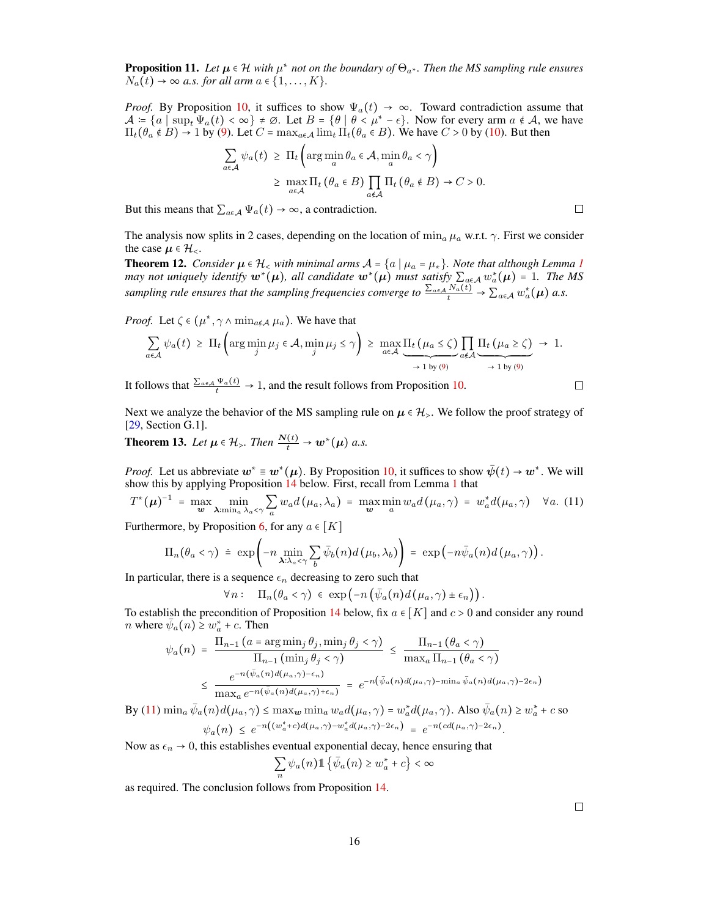**Proposition 11.** *Let $\boldsymbol{\mu} \in \mathcal{H}$ with $\mu^*$ not on the boundary of $\Theta_{a^*}$. Then the MS sampling rule ensures $N_a(t) \to \infty$ a.s. for all arm $a \in \{1, \dots, K\}$.*

*Proof.* By Proposition 10, it suffices to show $\Psi_a(t) \to \infty$. Toward contradiction assume that $\mathcal{A} \coloneqq \{a \mid \sup_t \Psi_a(t) < \infty\} \neq \emptyset$. Let $B = \{\theta \mid \theta < \mu^* - \epsilon\}$. Now for every arm $a \notin \mathcal{A}$, we have $\Pi_t(\theta_a \notin B) \to 1$ by (9). Let $C = \max_{a \in \mathcal{A}} \lim_t \Pi_t(\theta_a \in B)$. We have $C > 0$ by (10). But then

$$
\begin{aligned}
\sum_{a \in \mathcal{A}} \psi_a(t) \;&\geq\; \Pi_t\left(\arg\min_a \theta_a \in \mathcal{A}, \min_a \theta_a < \gamma\right) \\
&\geq\; \max_{a \in \mathcal{A}} \Pi_t\left(\theta_a \in B\right) \prod_{a \notin \mathcal{A}} \Pi_t\left(\theta_a \notin B\right) \to C > 0.
\end{aligned}
$$

But this means that $\sum_{a \in \mathcal{A}} \Psi_a(t) \to \infty$, a contradiction. □

The analysis now splits in 2 cases, depending on the location of $\min_a \mu_a$ w.r.t. $\gamma$. First we consider the case $\boldsymbol{\mu} \in \mathcal{H}_<$.

**Theorem 12.** *Consider $\boldsymbol{\mu} \in \mathcal{H}_<$ with minimal arms $\mathcal{A} = \{a \mid \mu_a = \mu_*\}$. Note that although Lemma 1 may not uniquely identify $\boldsymbol{w}^*(\boldsymbol{\mu})$, all candidate $\boldsymbol{w}^*(\boldsymbol{\mu})$ must satisfy $\sum_{a \in \mathcal{A}} w^*_a(\boldsymbol{\mu}) = 1$. The MS sampling rule ensures that the sampling frequencies converge to $\frac{\sum_{a \in \mathcal{A}} N_a(t)}{t} \to \sum_{a \in \mathcal{A}} w^*_a(\boldsymbol{\mu})$ a.s.*

*Proof.* Let $\zeta \in (\mu^*, \gamma \wedge \min_{a \notin \mathcal{A}} \mu_a)$. We have that

$$
\sum_{a \in \mathcal{A}} \psi_a(t) \;\geq\; \Pi_t\left(\arg\min_j \mu_j \in \mathcal{A}, \min_j \mu_j \leq \gamma\right) \;\geq\; \max_{a \in \mathcal{A}} \underbrace{\Pi_t\left(\mu_a \leq \zeta\right)}_{\to 1 \text{ by } (9)} \prod_{a \notin \mathcal{A}} \underbrace{\Pi_t\left(\mu_a \geq \zeta\right)}_{\to 1 \text{ by } (9)} \;\to\; 1.
$$

It follows that $\frac{\sum_{a \in \mathcal{A}} \Psi_a(t)}{t} \to 1$, and the result follows from Proposition 10. □

Next we analyze the behavior of the MS sampling rule on $\boldsymbol{\mu} \in \mathcal{H}_>$. We follow the proof strategy of [29, Section G.1].

**Theorem 13.** *Let $\boldsymbol{\mu} \in \mathcal{H}_>$. Then $\frac{\boldsymbol{N}(t)}{t} \to \boldsymbol{w}^*(\boldsymbol{\mu})$ a.s.*

*Proof.* Let us abbreviate $\boldsymbol{w}^* \equiv \boldsymbol{w}^*(\boldsymbol{\mu})$. By Proposition 10, it suffices to show $\bar{\psi}(t) \to \boldsymbol{w}^*$. We will show this by applying Proposition 14 below. First, recall from Lemma 1 that

$$
T^*(\boldsymbol{\mu})^{-1} \;=\; \max_{\boldsymbol{w}} \min_{\boldsymbol{\lambda} : \min_a \lambda_a < \gamma} \sum_a w_a d\left(\mu_a, \lambda_a\right) \;=\; \max_{\boldsymbol{w}} \min_a w_a d(\mu_a, \gamma) \;=\; w^*_a d(\mu_a, \gamma) \quad \forall a. \tag{11}
$$

Furthermore, by Proposition 6, for any $a \in [K]$

$$
\Pi_n(\theta_a < \gamma) \;\doteq\; \exp\left(-n \min_{\boldsymbol{\lambda} : \lambda_a < \gamma} \sum_b \bar{\psi}_b(n) d\left(\mu_b, \lambda_b\right)\right) \;=\; \exp\left(-n\bar{\psi}_a(n) d\left(\mu_a, \gamma\right)\right).
$$

In particular, there is a sequence $\epsilon_n$ decreasing to zero such that

$$
\forall n : \quad \Pi_n(\theta_a < \gamma) \;\in\; \exp\left(-n\left(\bar{\psi}_a(n) d\left(\mu_a, \gamma\right) \pm \epsilon_n\right)\right).
$$

To establish the precondition of Proposition 14 below, fix $a \in [K]$ and $c > 0$ and consider any round $n$ where $\bar{\psi}_a(n) \geq w^*_a + c$. Then

$$
\begin{aligned}
\psi_a(n) \;&=\; \frac{\Pi_{n-1}\left(a = \arg\min_j \theta_j, \min_j \theta_j < \gamma\right)}{\Pi_{n-1}\left(\min_j \theta_j < \gamma\right)} \;\leq\; \frac{\Pi_{n-1}\left(\theta_a < \gamma\right)}{\max_a \Pi_{n-1}\left(\theta_a < \gamma\right)} \\
&\leq\; \frac{e^{-n\left(\bar{\psi}_a(n) d(\mu_a, \gamma) - \epsilon_n\right)}}{\max_a e^{-n\left(\bar{\psi}_a(n) d(\mu_a, \gamma) + \epsilon_n\right)}} \;=\; e^{-n\left(\bar{\psi}_a(n) d(\mu_a, \gamma) - \min_a \bar{\psi}_a(n) d(\mu_a, \gamma) - 2\epsilon_n\right)}
\end{aligned}
$$

By (11) $\min_a \bar{\psi}_a(n) d(\mu_a, \gamma) \leq \max_{\boldsymbol{w}} \min_a w_a d(\mu_a, \gamma) = w^*_a d(\mu_a, \gamma)$. Also $\bar{\psi}_a(n) \geq w^*_a + c$ so

$$
\psi_a(n) \;\leq\; e^{-n\left((w^*_a + c) d(\mu_a, \gamma) - w^*_a d(\mu_a, \gamma) - 2\epsilon_n\right)} \;=\; e^{-n\left(c d(\mu_a, \gamma) - 2\epsilon_n\right)}.
$$

Now as $\epsilon_n \to 0$, this establishes eventual exponential decay, hence ensuring that

$$
\sum_n \psi_a(n) \mathbb{1}\left\{\bar{\psi}_a(n) \geq w^*_a + c\right\} < \infty
$$

as required. The conclusion follows from Proposition 14. □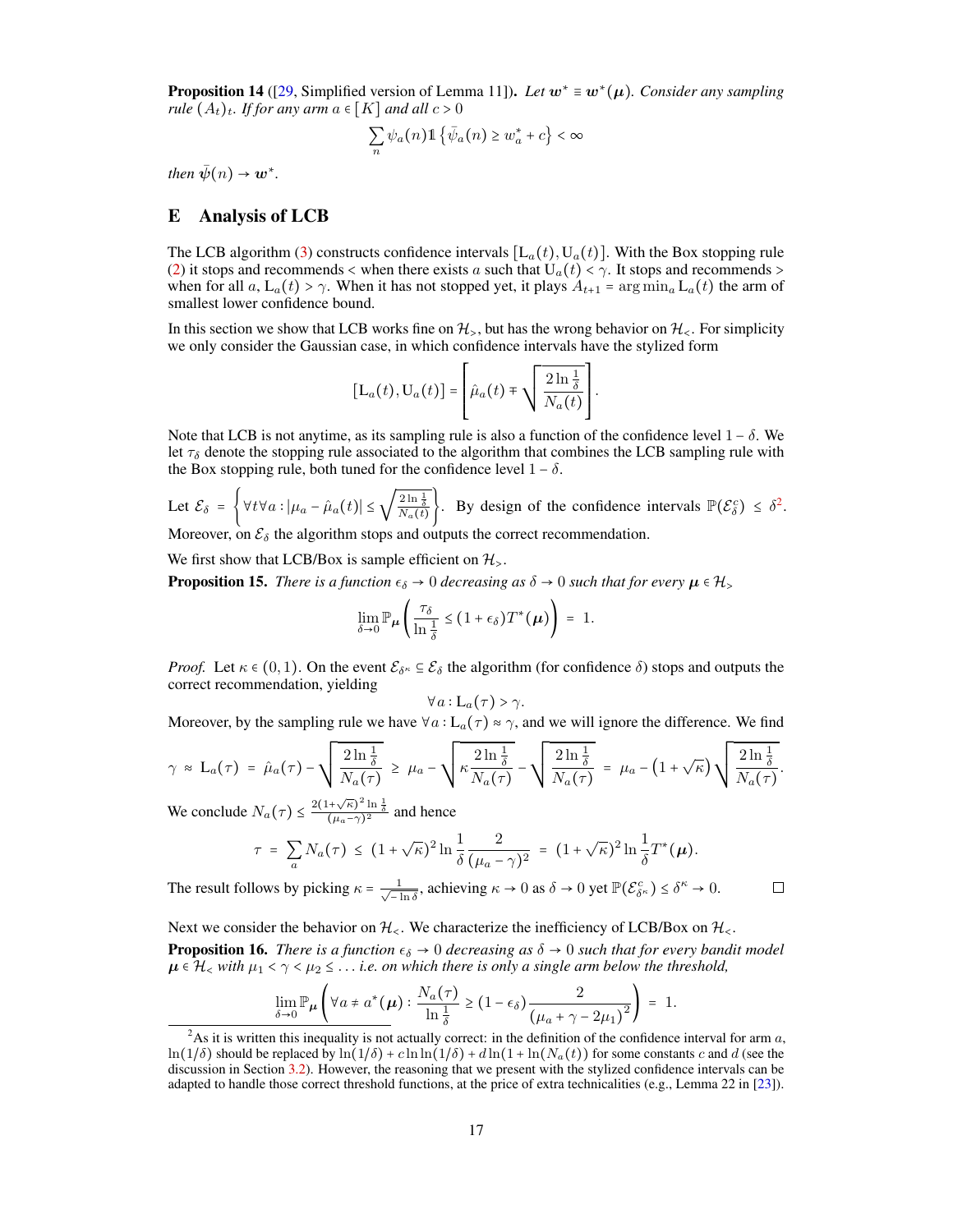**Proposition 14** ([29, Simplified version of Lemma 11]). *Let $\boldsymbol{w}^* \equiv \boldsymbol{w}^*(\boldsymbol{\mu})$. Consider any sampling rule $(A_t)_t$. If for any arm $a \in [K]$ and all $c > 0$*

$$\sum_n \psi_a(n) \mathbb{1}\left\{\bar{\psi}_a(n) \geq w_a^* + c\right\} < \infty$$

*then $\bar{\boldsymbol{\psi}}(n) \to \boldsymbol{w}^*$.*

## E Analysis of LCB

The LCB algorithm (3) constructs confidence intervals $[\mathrm{L}_a(t), \mathrm{U}_a(t)]$. With the Box stopping rule (2) it stops and recommends $<$ when there exists $a$ such that $\mathrm{U}_a(t) < \gamma$. It stops and recommends $>$ when for all $a$, $\mathrm{L}_a(t) > \gamma$. When it has not stopped yet, it plays $A_{t+1} = \arg\min_a \mathrm{L}_a(t)$ the arm of smallest lower confidence bound.

In this section we show that LCB works fine on $\mathcal{H}_>$, but has the wrong behavior on $\mathcal{H}_<$. For simplicity we only consider the Gaussian case, in which confidence intervals have the stylized form

$$[\mathrm{L}_a(t), \mathrm{U}_a(t)] = \left[\hat{\mu}_a(t) \mp \sqrt{\frac{2 \ln \frac{1}{\delta}}{N_a(t)}}\right].$$

Note that LCB is not anytime, as its sampling rule is also a function of the confidence level $1 - \delta$. We let $\tau_\delta$ denote the stopping rule associated to the algorithm that combines the LCB sampling rule with the Box stopping rule, both tuned for the confidence level $1 - \delta$.

Let $\mathcal{E}_\delta = \left\{\forall t \forall a : |\mu_a - \hat{\mu}_a(t)| \leq \sqrt{\frac{2 \ln \frac{1}{\delta}}{N_a(t)}}\right\}$. By design of the confidence intervals $\mathbb{P}(\mathcal{E}_\delta^c) \leq \delta$[2]. Moreover, on $\mathcal{E}_\delta$ the algorithm stops and outputs the correct recommendation.

We first show that LCB/Box is sample efficient on $\mathcal{H}_>$.

**Proposition 15.** *There is a function $\epsilon_\delta \to 0$ decreasing as $\delta \to 0$ such that for every $\boldsymbol{\mu} \in \mathcal{H}_>$*

$$\lim_{\delta \to 0} \mathbb{P}_{\boldsymbol{\mu}}\left(\frac{\tau_\delta}{\ln \frac{1}{\delta}} \leq (1 + \epsilon_\delta) T^*(\boldsymbol{\mu})\right) = 1.$$

*Proof.* Let $\kappa \in (0, 1)$. On the event $\mathcal{E}_{\delta^\kappa} \subseteq \mathcal{E}_\delta$ the algorithm (for confidence $\delta$) stops and outputs the correct recommendation, yielding

$$\forall a : \mathrm{L}_a(\tau) > \gamma.$$

Moreover, by the sampling rule we have $\forall a : \mathrm{L}_a(\tau) \approx \gamma$, and we will ignore the difference. We find

$$\gamma \approx \mathrm{L}_a(\tau) = \hat{\mu}_a(\tau) - \sqrt{\frac{2 \ln \frac{1}{\delta}}{N_a(\tau)}} \geq \mu_a - \sqrt{\kappa \frac{2 \ln \frac{1}{\delta}}{N_a(\tau)}} - \sqrt{\frac{2 \ln \frac{1}{\delta}}{N_a(\tau)}} = \mu_a - \left(1 + \sqrt{\kappa}\right) \sqrt{\frac{2 \ln \frac{1}{\delta}}{N_a(\tau)}}.$$

We conclude $N_a(\tau) \leq \frac{2(1+\sqrt{\kappa})^2 \ln \frac{1}{\delta}}{(\mu_a - \gamma)^2}$ and hence

$$\tau = \sum_a N_a(\tau) \leq (1 + \sqrt{\kappa})^2 \ln \frac{1}{\delta} \frac{2}{(\mu_a - \gamma)^2} = (1 + \sqrt{\kappa})^2 \ln \frac{1}{\delta} T^*(\boldsymbol{\mu}).$$

The result follows by picking $\kappa = \frac{1}{\sqrt{-\ln \delta}}$, achieving $\kappa \to 0$ as $\delta \to 0$ yet $\mathbb{P}(\mathcal{E}_{\delta^\kappa}^c) \leq \delta^\kappa \to 0$. $\square$

Next we consider the behavior on $\mathcal{H}_<$. We characterize the inefficiency of LCB/Box on $\mathcal{H}_<$.

**Proposition 16.** *There is a function $\epsilon_\delta \to 0$ decreasing as $\delta \to 0$ such that for every bandit model $\boldsymbol{\mu} \in \mathcal{H}_<$ with $\mu_1 < \gamma < \mu_2 \leq \ldots$ i.e. on which there is only a single arm below the threshold,*

$$\lim_{\delta \to 0} \mathbb{P}_{\boldsymbol{\mu}}\left(\forall a \neq a^*(\boldsymbol{\mu}) : \frac{N_a(\tau)}{\ln \frac{1}{\delta}} \geq (1 - \epsilon_\delta) \frac{2}{(\mu_a + \gamma - 2\mu_1)^2}\right) = 1.$$

[2] As it is written this inequality is not actually correct: in the definition of the confidence interval for arm $a$, $\ln(1/\delta)$ should be replaced by $\ln(1/\delta) + c \ln \ln(1/\delta) + d \ln(1 + \ln(N_a(t)))$ for some constants $c$ and $d$ (see the discussion in Section 3.2). However, the reasoning that we present with the stylized confidence intervals can be adapted to handle those correct threshold functions, at the price of extra technicalities (e.g., Lemma 22 in [23]).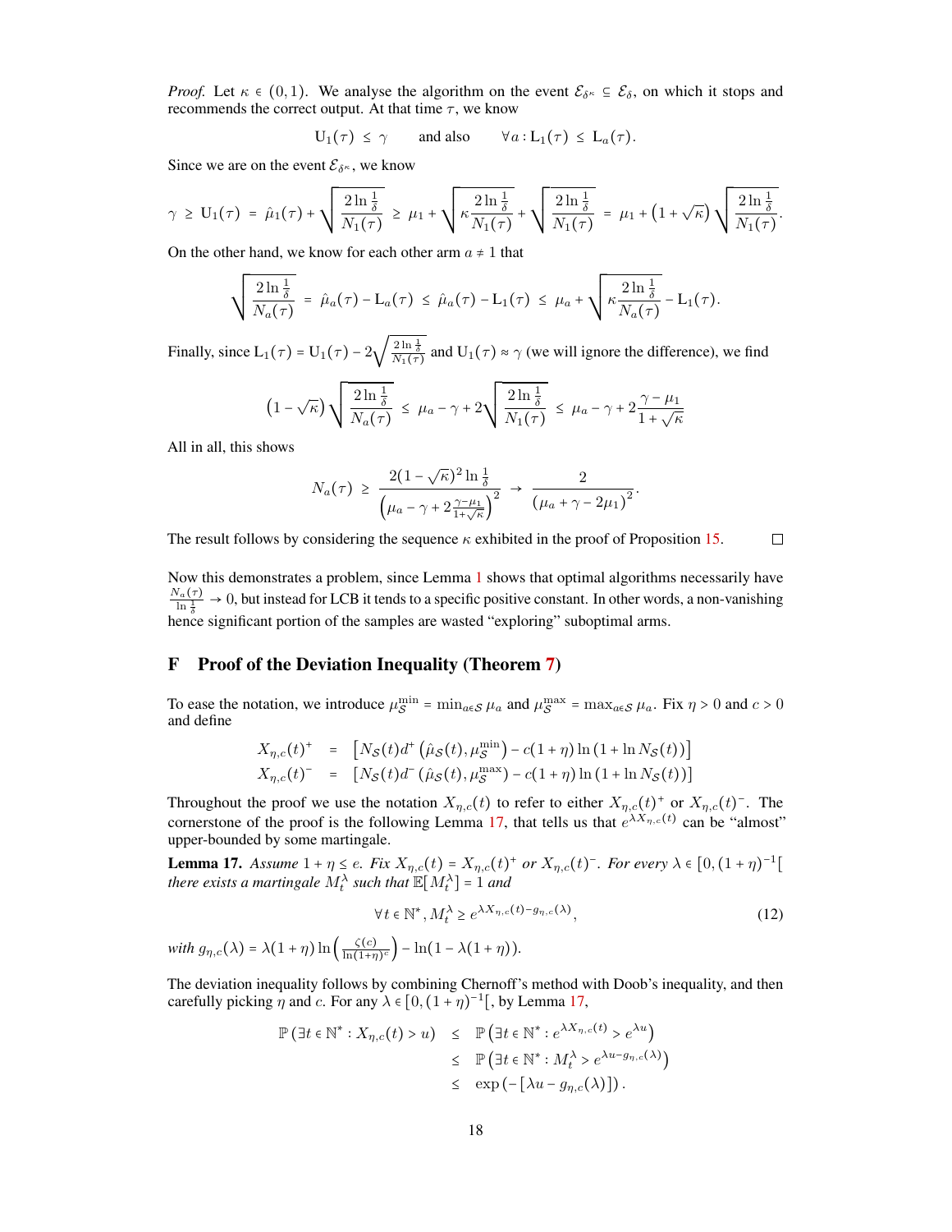*Proof.* Let $\kappa \in (0,1)$. We analyse the algorithm on the event $\mathcal{E}_{\delta^\kappa} \subseteq \mathcal{E}_\delta$, on which it stops and recommends the correct output. At that time $\tau$, we know

$$\mathrm{U}_1(\tau) \le \gamma \qquad \text{and also} \qquad \forall a: \mathrm{L}_1(\tau) \le \mathrm{L}_a(\tau).$$

Since we are on the event $\mathcal{E}_{\delta^\kappa}$, we know

$$\gamma \ge \mathrm{U}_1(\tau) = \hat{\mu}_1(\tau) + \sqrt{\frac{2\ln\frac{1}{\delta}}{N_1(\tau)}} \ge \mu_1 + \sqrt{\kappa\frac{2\ln\frac{1}{\delta}}{N_1(\tau)}} + \sqrt{\frac{2\ln\frac{1}{\delta}}{N_1(\tau)}} = \mu_1 + \left(1+\sqrt{\kappa}\right)\sqrt{\frac{2\ln\frac{1}{\delta}}{N_1(\tau)}}.$$

On the other hand, we know for each other arm $a \neq 1$ that

$$\sqrt{\frac{2\ln\frac{1}{\delta}}{N_a(\tau)}} = \hat{\mu}_a(\tau) - \mathrm{L}_a(\tau) \le \hat{\mu}_a(\tau) - \mathrm{L}_1(\tau) \le \mu_a + \sqrt{\kappa\frac{2\ln\frac{1}{\delta}}{N_a(\tau)}} - \mathrm{L}_1(\tau).$$

Finally, since $\mathrm{L}_1(\tau) = \mathrm{U}_1(\tau) - 2\sqrt{\frac{2\ln\frac{1}{\delta}}{N_1(\tau)}}$ and $\mathrm{U}_1(\tau) \approx \gamma$ (we will ignore the difference), we find

$$\left(1-\sqrt{\kappa}\right)\sqrt{\frac{2\ln\frac{1}{\delta}}{N_a(\tau)}} \le \mu_a - \gamma + 2\sqrt{\frac{2\ln\frac{1}{\delta}}{N_1(\tau)}} \le \mu_a - \gamma + 2\frac{\gamma-\mu_1}{1+\sqrt{\kappa}}$$

All in all, this shows

$$N_a(\tau) \ge \frac{2(1-\sqrt{\kappa})^2\ln\frac{1}{\delta}}{\left(\mu_a - \gamma + 2\frac{\gamma-\mu_1}{1+\sqrt{\kappa}}\right)^2} \to \frac{2}{\left(\mu_a + \gamma - 2\mu_1\right)^2}.$$

The result follows by considering the sequence $\kappa$ exhibited in the proof of Proposition 15. $\square$

Now this demonstrates a problem, since Lemma 1 shows that optimal algorithms necessarily have $\frac{N_a(\tau)}{\ln\frac{1}{\delta}} \to 0$, but instead for LCB it tends to a specific positive constant. In other words, a non-vanishing hence significant portion of the samples are wasted "exploring" suboptimal arms.

# F Proof of the Deviation Inequality (Theorem 7)

To ease the notation, we introduce $\mu_{\mathcal{S}}^{\min} = \min_{a\in\mathcal{S}} \mu_a$ and $\mu_{\mathcal{S}}^{\max} = \max_{a\in\mathcal{S}} \mu_a$. Fix $\eta > 0$ and $c > 0$ and define

$$\begin{aligned}
X_{\eta,c}(t)^+ &= \left[N_{\mathcal{S}}(t)d^+\left(\hat{\mu}_{\mathcal{S}}(t), \mu_{\mathcal{S}}^{\min}\right) - c(1+\eta)\ln\left(1+\ln N_{\mathcal{S}}(t)\right)\right] \\
X_{\eta,c}(t)^- &= \left[N_{\mathcal{S}}(t)d^-\left(\hat{\mu}_{\mathcal{S}}(t), \mu_{\mathcal{S}}^{\max}\right) - c(1+\eta)\ln\left(1+\ln N_{\mathcal{S}}(t)\right)\right]
\end{aligned}$$

Throughout the proof we use the notation $X_{\eta,c}(t)$ to refer to either $X_{\eta,c}(t)^+$ or $X_{\eta,c}(t)^-$. The cornerstone of the proof is the following Lemma 17, that tells us that $e^{\lambda X_{\eta,c}(t)}$ can be "almost" upper-bounded by some martingale.

**Lemma 17.** *Assume $1+\eta \le e$. Fix $X_{\eta,c}(t) = X_{\eta,c}(t)^+$ or $X_{\eta,c}(t)^-$. For every $\lambda \in [0,(1+\eta)^{-1}[$ there exists a martingale $M_t^\lambda$ such that $\mathbb{E}[M_t^\lambda] = 1$ and*

$$\forall t \in \mathbb{N}^*, M_t^\lambda \ge e^{\lambda X_{\eta,c}(t) - g_{\eta,c}(\lambda)}, \tag{12}$$

*with $g_{\eta,c}(\lambda) = \lambda(1+\eta)\ln\left(\frac{\zeta(c)}{\ln(1+\eta)^c}\right) - \ln(1-\lambda(1+\eta))$.*

The deviation inequality follows by combining Chernoff's method with Doob's inequality, and then carefully picking $\eta$ and $c$. For any $\lambda \in [0,(1+\eta)^{-1}[$, by Lemma 17,

$$\begin{aligned}
\mathbb{P}\left(\exists t \in \mathbb{N}^* : X_{\eta,c}(t) > u\right) &\le \mathbb{P}\left(\exists t \in \mathbb{N}^* : e^{\lambda X_{\eta,c}(t)} > e^{\lambda u}\right) \\
&\le \mathbb{P}\left(\exists t \in \mathbb{N}^* : M_t^\lambda > e^{\lambda u - g_{\eta,c}(\lambda)}\right) \\
&\le \exp\left(-\left[\lambda u - g_{\eta,c}(\lambda)\right]\right).
\end{aligned}$$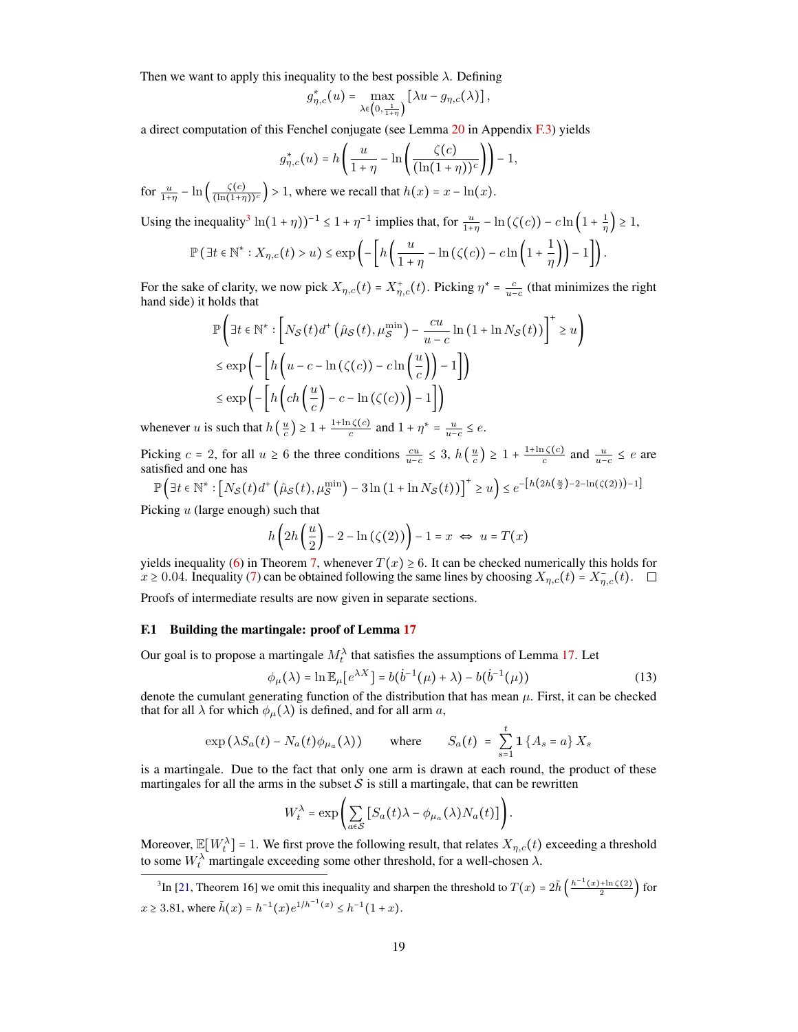Then we want to apply this inequality to the best possible $\lambda$. Defining

$$g^*_{\eta,c}(u) = \max_{\lambda\in\left(0,\frac{1}{1+\eta}\right)} \left[\lambda u - g_{\eta,c}(\lambda)\right],$$

a direct computation of this Fenchel conjugate (see Lemma 20 in Appendix F.3) yields

$$g^*_{\eta,c}(u) = h\left(\frac{u}{1+\eta} - \ln\left(\frac{\zeta(c)}{(\ln(1+\eta))^c}\right)\right) - 1,$$

for $\frac{u}{1+\eta} - \ln\left(\frac{\zeta(c)}{(\ln(1+\eta))^c}\right) > 1$, where we recall that $h(x) = x - \ln(x)$.

Using the inequality[3] $\ln(1+\eta))^{-1} \le 1 + \eta^{-1}$ implies that, for $\frac{u}{1+\eta} - \ln(\zeta(c)) - c\ln\left(1+\frac{1}{\eta}\right) \ge 1$,

$$\mathbb{P}\left(\exists t \in \mathbb{N}^* : X_{\eta,c}(t) > u\right) \le \exp\left(-\left[h\left(\frac{u}{1+\eta} - \ln(\zeta(c)) - c\ln\left(1+\frac{1}{\eta}\right)\right) - 1\right]\right).$$

For the sake of clarity, we now pick $X_{\eta,c}(t) = X^+_{\eta,c}(t)$. Picking $\eta^* = \frac{c}{u-c}$ (that minimizes the right hand side) it holds that

$$\begin{aligned}
&\mathbb{P}\left(\exists t \in \mathbb{N}^* : \left[N_{\mathcal{S}}(t) d^+\left(\hat{\mu}_{\mathcal{S}}(t), \mu^{\min}_{\mathcal{S}}\right) - \frac{cu}{u-c}\ln\left(1+\ln N_{\mathcal{S}}(t)\right)\right]^+ \ge u\right) \\
&\le \exp\left(-\left[h\left(u - c - \ln(\zeta(c)) - c\ln\left(\frac{u}{c}\right)\right) - 1\right]\right) \\
&\le \exp\left(-\left[h\left(ch\left(\frac{u}{c}\right) - c - \ln(\zeta(c))\right) - 1\right]\right)
\end{aligned}$$

whenever $u$ is such that $h\left(\frac{u}{c}\right) \ge 1 + \frac{1+\ln\zeta(c)}{c}$ and $1 + \eta^* = \frac{u}{u-c} \le e$.

Picking $c = 2$, for all $u \ge 6$ the three conditions $\frac{cu}{u-c} \le 3$, $h\left(\frac{u}{c}\right) \ge 1 + \frac{1+\ln\zeta(c)}{c}$ and $\frac{u}{u-c} \le e$ are satisfied and one has

$$\mathbb{P}\left(\exists t \in \mathbb{N}^* : \left[N_{\mathcal{S}}(t) d^+\left(\hat{\mu}_{\mathcal{S}}(t), \mu^{\min}_{\mathcal{S}}\right) - 3\ln\left(1+\ln N_{\mathcal{S}}(t)\right)\right]^+ \ge u\right) \le e^{-\left[h\left(2h\left(\frac{u}{2}\right) - 2 - \ln(\zeta(2))\right) - 1\right]}$$

Picking $u$ (large enough) such that

$$h\left(2h\left(\frac{u}{2}\right) - 2 - \ln(\zeta(2))\right) - 1 = x \;\Leftrightarrow\; u = T(x)$$

yields inequality (6) in Theorem 7, whenever $T(x) \ge 6$. It can be checked numerically this holds for $x \ge 0.04$. Inequality (7) can be obtained following the same lines by choosing $X_{\eta,c}(t) = X^-_{\eta,c}(t)$. $\square$

Proofs of intermediate results are now given in separate sections.

### F.1 Building the martingale: proof of Lemma 17

Our goal is to propose a martingale $M^\lambda_t$ that satisfies the assumptions of Lemma 17. Let

$$\phi_\mu(\lambda) = \ln \mathbb{E}_\mu[e^{\lambda X}] = b(\dot{b}^{-1}(\mu) + \lambda) - b(\dot{b}^{-1}(\mu)) \tag{13}$$

denote the cumulant generating function of the distribution that has mean $\mu$. First, it can be checked that for all $\lambda$ for which $\phi_\mu(\lambda)$ is defined, and for all arm $a$,

$$\exp\left(\lambda S_a(t) - N_a(t)\phi_{\mu_a}(\lambda)\right) \qquad \text{where} \qquad S_a(t) = \sum_{s=1}^t \mathbf{1}\{A_s = a\} X_s$$

is a martingale. Due to the fact that only one arm is drawn at each round, the product of these martingales for all the arms in the subset $\mathcal{S}$ is still a martingale, that can be rewritten

$$W^\lambda_t = \exp\left(\sum_{a\in\mathcal{S}}\left[S_a(t)\lambda - \phi_{\mu_a}(\lambda)N_a(t)\right]\right).$$

Moreover, $\mathbb{E}[W^\lambda_t] = 1$. We first prove the following result, that relates $X_{\eta,c}(t)$ exceeding a threshold to some $W^\lambda_t$ martingale exceeding some other threshold, for a well-chosen $\lambda$.

---

[3] In [21, Theorem 16] we omit this inequality and sharpen the threshold to $T(x) = 2\tilde{h}\left(\frac{h^{-1}(x)+\ln\zeta(2)}{2}\right)$ for $x \ge 3.81$, where $\tilde{h}(x) = h^{-1}(x)e^{1/h^{-1}(x)} \le h^{-1}(1+x)$.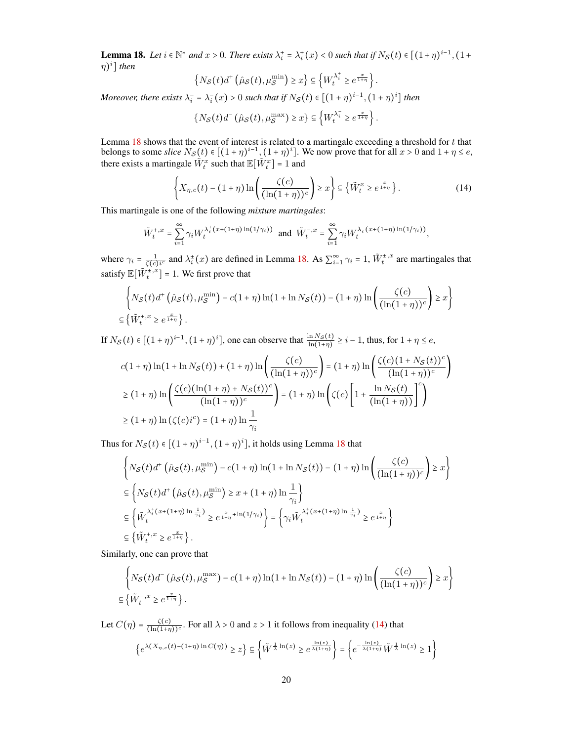**Lemma 18.** *Let $i \in \mathbb{N}^*$ and $x > 0$. There exists $\lambda_i^+ = \lambda_i^+(x) < 0$ such that if $N_{\mathcal{S}}(t) \in [(1+\eta)^{i-1}, (1+\eta)^i]$ then*

$$\left\{N_{\mathcal{S}}(t) d^+\left(\hat{\mu}_{\mathcal{S}}(t), \mu_{\mathcal{S}}^{\min}\right) \geq x\right\} \subseteq \left\{W_t^{\lambda_i^+} \geq e^{\frac{x}{1+\eta}}\right\}.$$

*Moreover, there exists $\lambda_i^- = \lambda_i^-(x) > 0$ such that if $N_{\mathcal{S}}(t) \in [(1+\eta)^{i-1}, (1+\eta)^i]$ then*

$$\left\{N_{\mathcal{S}}(t) d^-\left(\hat{\mu}_{\mathcal{S}}(t), \mu_{\mathcal{S}}^{\max}\right) \geq x\right\} \subseteq \left\{W_t^{\lambda_i^-} \geq e^{\frac{x}{1+\eta}}\right\}.$$

Lemma 18 shows that the event of interest is related to a martingale exceeding a threshold for $t$ that belongs to some *slice* $N_{\mathcal{S}}(t) \in [(1+\eta)^{i-1}, (1+\eta)^i]$. We now prove that for all $x > 0$ and $1+\eta \leq e$, there exists a martingale $\tilde{W}_t^x$ such that $\mathbb{E}[\tilde{W}_t^x] = 1$ and

$$\left\{X_{\eta,c}(t) - (1+\eta)\ln\left(\frac{\zeta(c)}{(\ln(1+\eta))^c}\right) \geq x\right\} \subseteq \left\{\tilde{W}_t^x \geq e^{\frac{x}{1+\eta}}\right\}. \tag{14}$$

This martingale is one of the following *mixture martingales*:

$$\tilde{W}_t^{+,x} = \sum_{i=1}^{\infty} \gamma_i W_t^{\lambda_i^+(x+(1+\eta)\ln(1/\gamma_i))} \ \text{ and } \ \tilde{W}_t^{-,x} = \sum_{i=1}^{\infty} \gamma_i W_t^{\lambda_i^-(x+(1+\eta)\ln(1/\gamma_i))},$$

where $\gamma_i = \frac{1}{\zeta(c) i^c}$ and $\lambda_i^{\pm}(x)$ are defined in Lemma 18. As $\sum_{i=1}^{\infty} \gamma_i = 1$, $\tilde{W}_t^{\pm,x}$ are martingales that satisfy $\mathbb{E}[\tilde{W}_t^{\pm,x}] = 1$. We first prove that

$$\begin{aligned}
&\left\{N_{\mathcal{S}}(t) d^+\left(\hat{\mu}_{\mathcal{S}}(t), \mu_{\mathcal{S}}^{\min}\right) - c(1+\eta)\ln(1+\ln N_{\mathcal{S}}(t)) - (1+\eta)\ln\left(\frac{\zeta(c)}{(\ln(1+\eta))^c}\right) \geq x\right\} \\
&\subseteq \left\{\tilde{W}_t^{+,x} \geq e^{\frac{x}{1+\eta}}\right\}.
\end{aligned}$$

If $N_{\mathcal{S}}(t) \in [(1+\eta)^{i-1}, (1+\eta)^i]$, one can observe that $\frac{\ln N_{\mathcal{S}}(t)}{\ln(1+\eta)} \geq i-1$, thus, for $1+\eta \leq e$,

$$\begin{aligned}
&c(1+\eta)\ln(1+\ln N_{\mathcal{S}}(t)) + (1+\eta)\ln\left(\frac{\zeta(c)}{(\ln(1+\eta))^c}\right) = (1+\eta)\ln\left(\frac{\zeta(c)(1+N_{\mathcal{S}}(t))^c}{(\ln(1+\eta))^c}\right) \\
&\geq (1+\eta)\ln\left(\frac{\zeta(c)(\ln(1+\eta)+N_{\mathcal{S}}(t))^c}{(\ln(1+\eta))^c}\right) = (1+\eta)\ln\left(\zeta(c)\left[1 + \frac{\ln N_{\mathcal{S}}(t)}{(\ln(1+\eta))}\right]^c\right) \\
&\geq (1+\eta)\ln\left(\zeta(c) i^c\right) = (1+\eta)\ln\frac{1}{\gamma_i}
\end{aligned}$$

Thus for $N_{\mathcal{S}}(t) \in [(1+\eta)^{i-1}, (1+\eta)^i]$, it holds using Lemma 18 that

$$\begin{aligned}
&\left\{N_{\mathcal{S}}(t) d^+\left(\hat{\mu}_{\mathcal{S}}(t), \mu_{\mathcal{S}}^{\min}\right) - c(1+\eta)\ln(1+\ln N_{\mathcal{S}}(t)) - (1+\eta)\ln\left(\frac{\zeta(c)}{(\ln(1+\eta))^c}\right) \geq x\right\} \\
&\subseteq \left\{N_{\mathcal{S}}(t) d^+\left(\hat{\mu}_{\mathcal{S}}(t), \mu_{\mathcal{S}}^{\min}\right) \geq x + (1+\eta)\ln\frac{1}{\gamma_i}\right\} \\
&\subseteq \left\{\tilde{W}_t^{\lambda_i^+(x+(1+\eta)\ln\frac{1}{\gamma_i})} \geq e^{\frac{x}{1+\eta}+\ln(1/\gamma_i)}\right\} = \left\{\gamma_i \tilde{W}_t^{\lambda_i^+(x+(1+\eta)\ln\frac{1}{\gamma_i})} \geq e^{\frac{x}{1+\eta}}\right\} \\
&\subseteq \left\{\tilde{W}_t^{+,x} \geq e^{\frac{x}{1+\eta}}\right\}.
\end{aligned}$$

Similarly, one can prove that

$$\begin{aligned}
&\left\{N_{\mathcal{S}}(t) d^-\left(\hat{\mu}_{\mathcal{S}}(t), \mu_{\mathcal{S}}^{\max}\right) - c(1+\eta)\ln(1+\ln N_{\mathcal{S}}(t)) - (1+\eta)\ln\left(\frac{\zeta(c)}{(\ln(1+\eta))^c}\right) \geq x\right\} \\
&\subseteq \left\{\tilde{W}_t^{-,x} \geq e^{\frac{x}{1+\eta}}\right\}.
\end{aligned}$$

Let $C(\eta) = \frac{\zeta(c)}{(\ln(1+\eta))^c}$. For all $\lambda > 0$ and $z > 1$ it follows from inequality (14) that

$$\left\{e^{\lambda(X_{\eta,c}(t)-(1+\eta)\ln C(\eta))} \geq z\right\} \subseteq \left\{\tilde{W}^{\frac{1}{\lambda}\ln(z)} \geq e^{\frac{\ln(z)}{\lambda(1+\eta)}}\right\} = \left\{e^{-\frac{\ln(z)}{\lambda(1+\eta)}}\tilde{W}^{\frac{1}{\lambda}\ln(z)} \geq 1\right\}$$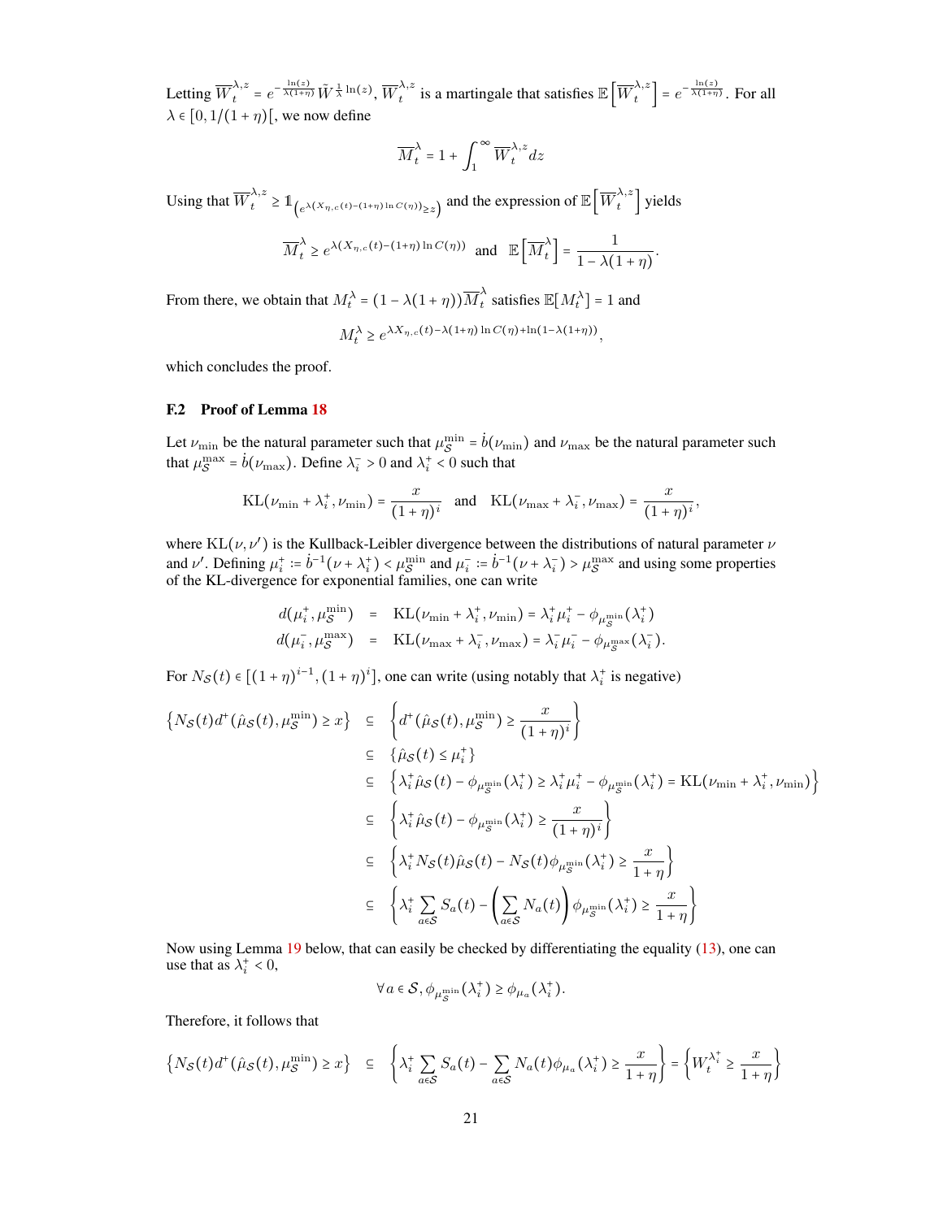Letting $\overline{W}_t^{\lambda,z} = e^{-\frac{\ln(z)}{\lambda(1+\eta)}} \tilde{W}^{\frac{1}{\lambda}\ln(z)}$, $\overline{W}_t^{\lambda,z}$ is a martingale that satisfies $\mathbb{E}\left[\overline{W}_t^{\lambda,z}\right] = e^{-\frac{\ln(z)}{\lambda(1+\eta)}}$. For all $\lambda \in [0, 1/(1+\eta)[$, we now define

$$\overline{M}_t^{\lambda} = 1 + \int_1^{\infty} \overline{W}_t^{\lambda,z} dz$$

Using that $\overline{W}_t^{\lambda,z} \geq \mathbb{1}_{\left(e^{\lambda(X_{\eta,c}(t)-(1+\eta)\ln C(\eta))} \geq z\right)}$ and the expression of $\mathbb{E}\left[\overline{W}_t^{\lambda,z}\right]$ yields

$$\overline{M}_t^{\lambda} \geq e^{\lambda(X_{\eta,c}(t)-(1+\eta)\ln C(\eta))} \quad \text{and} \quad \mathbb{E}\left[\overline{M}_t^{\lambda}\right] = \frac{1}{1-\lambda(1+\eta)}.$$

From there, we obtain that $M_t^{\lambda} = (1-\lambda(1+\eta))\overline{M}_t^{\lambda}$ satisfies $\mathbb{E}[M_t^{\lambda}] = 1$ and

$$M_t^{\lambda} \geq e^{\lambda X_{\eta,c}(t) - \lambda(1+\eta)\ln C(\eta) + \ln(1-\lambda(1+\eta))},$$

which concludes the proof.

### F.2 Proof of Lemma 18

Let $\nu_{\min}$ be the natural parameter such that $\mu_{\mathcal{S}}^{\min} = \dot{b}(\nu_{\min})$ and $\nu_{\max}$ be the natural parameter such that $\mu_{\mathcal{S}}^{\max} = \dot{b}(\nu_{\max})$. Define $\lambda_i^- > 0$ and $\lambda_i^+ < 0$ such that

$$\mathrm{KL}(\nu_{\min} + \lambda_i^+, \nu_{\min}) = \frac{x}{(1+\eta)^i} \quad \text{and} \quad \mathrm{KL}(\nu_{\max} + \lambda_i^-, \nu_{\max}) = \frac{x}{(1+\eta)^i},$$

where $\mathrm{KL}(\nu, \nu')$ is the Kullback-Leibler divergence between the distributions of natural parameter $\nu$ and $\nu'$. Defining $\mu_i^+ := \dot{b}^{-1}(\nu + \lambda_i^+) < \mu_{\mathcal{S}}^{\min}$ and $\mu_i^- := \dot{b}^{-1}(\nu + \lambda_i^-) > \mu_{\mathcal{S}}^{\max}$ and using some properties of the KL-divergence for exponential families, one can write

$$\begin{aligned}
d(\mu_i^+, \mu_{\mathcal{S}}^{\min}) &= \mathrm{KL}(\nu_{\min} + \lambda_i^+, \nu_{\min}) = \lambda_i^+ \mu_i^+ - \phi_{\mu_{\mathcal{S}}^{\min}}(\lambda_i^+) \\
d(\mu_i^-, \mu_{\mathcal{S}}^{\max}) &= \mathrm{KL}(\nu_{\max} + \lambda_i^-, \nu_{\max}) = \lambda_i^- \mu_i^- - \phi_{\mu_{\mathcal{S}}^{\max}}(\lambda_i^-).
\end{aligned}$$

For $N_{\mathcal{S}}(t) \in [(1+\eta)^{i-1}, (1+\eta)^i]$, one can write (using notably that $\lambda_i^+$ is negative)

$$\begin{aligned}
\left\{N_{\mathcal{S}}(t) d^+(\hat{\mu}_{\mathcal{S}}(t), \mu_{\mathcal{S}}^{\min}) \geq x\right\} &\subseteq \left\{d^+(\hat{\mu}_{\mathcal{S}}(t), \mu_{\mathcal{S}}^{\min}) \geq \frac{x}{(1+\eta)^i}\right\} \\
&\subseteq \left\{\hat{\mu}_{\mathcal{S}}(t) \leq \mu_i^+\right\} \\
&\subseteq \left\{\lambda_i^+ \hat{\mu}_{\mathcal{S}}(t) - \phi_{\mu_{\mathcal{S}}^{\min}}(\lambda_i^+) \geq \lambda_i^+ \mu_i^+ - \phi_{\mu_{\mathcal{S}}^{\min}}(\lambda_i^+) = \mathrm{KL}(\nu_{\min} + \lambda_i^+, \nu_{\min})\right\} \\
&\subseteq \left\{\lambda_i^+ \hat{\mu}_{\mathcal{S}}(t) - \phi_{\mu_{\mathcal{S}}^{\min}}(\lambda_i^+) \geq \frac{x}{(1+\eta)^i}\right\} \\
&\subseteq \left\{\lambda_i^+ N_{\mathcal{S}}(t)\hat{\mu}_{\mathcal{S}}(t) - N_{\mathcal{S}}(t)\phi_{\mu_{\mathcal{S}}^{\min}}(\lambda_i^+) \geq \frac{x}{1+\eta}\right\} \\
&\subseteq \left\{\lambda_i^+ \sum_{a\in\mathcal{S}} S_a(t) - \left(\sum_{a\in\mathcal{S}} N_a(t)\right)\phi_{\mu_{\mathcal{S}}^{\min}}(\lambda_i^+) \geq \frac{x}{1+\eta}\right\}
\end{aligned}$$

Now using Lemma 19 below, that can easily be checked by differentiating the equality (13), one can use that as $\lambda_i^+ < 0$,

$$\forall a \in \mathcal{S}, \phi_{\mu_{\mathcal{S}}^{\min}}(\lambda_i^+) \geq \phi_{\mu_a}(\lambda_i^+).$$

Therefore, it follows that

$$\left\{N_{\mathcal{S}}(t) d^+(\hat{\mu}_{\mathcal{S}}(t), \mu_{\mathcal{S}}^{\min}) \geq x\right\} \subseteq \left\{\lambda_i^+ \sum_{a\in\mathcal{S}} S_a(t) - \sum_{a\in\mathcal{S}} N_a(t)\phi_{\mu_a}(\lambda_i^+) \geq \frac{x}{1+\eta}\right\} = \left\{W_t^{\lambda_i^+} \geq \frac{x}{1+\eta}\right\}$$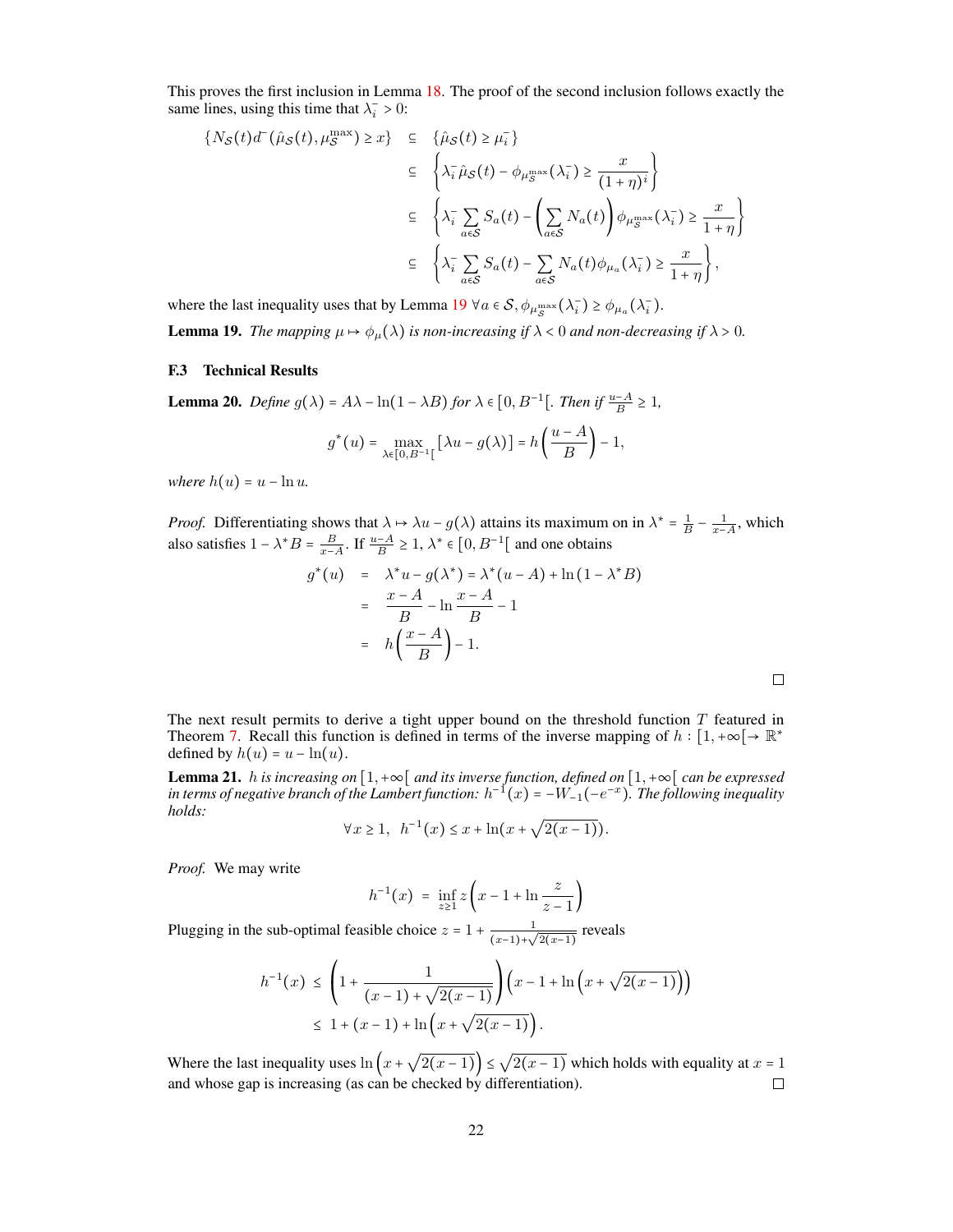This proves the first inclusion in Lemma 18. The proof of the second inclusion follows exactly the same lines, using this time that $\lambda_i^- > 0$:

$$
\begin{aligned}
\{N_{\mathcal{S}}(t) d^-(\hat{\mu}_{\mathcal{S}}(t), \mu_{\mathcal{S}}^{\max}) \geq x\} &\subseteq \{\hat{\mu}_{\mathcal{S}}(t) \geq \mu_i^-\} \\
&\subseteq \left\{\lambda_i^- \hat{\mu}_{\mathcal{S}}(t) - \phi_{\mu_{\mathcal{S}}^{\max}}(\lambda_i^-) \geq \frac{x}{(1+\eta)^i}\right\} \\
&\subseteq \left\{\lambda_i^- \sum_{a \in \mathcal{S}} S_a(t) - \left(\sum_{a \in \mathcal{S}} N_a(t)\right) \phi_{\mu_{\mathcal{S}}^{\max}}(\lambda_i^-) \geq \frac{x}{1+\eta}\right\} \\
&\subseteq \left\{\lambda_i^- \sum_{a \in \mathcal{S}} S_a(t) - \sum_{a \in \mathcal{S}} N_a(t) \phi_{\mu_a}(\lambda_i^-) \geq \frac{x}{1+\eta}\right\},
\end{aligned}
$$

where the last inequality uses that by Lemma 19 $\forall a \in \mathcal{S}, \phi_{\mu_{\mathcal{S}}^{\max}}(\lambda_i^-) \geq \phi_{\mu_a}(\lambda_i^-)$.

**Lemma 19.** *The mapping $\mu \mapsto \phi_\mu(\lambda)$ is non-increasing if $\lambda < 0$ and non-decreasing if $\lambda > 0$.*

### F.3 Technical Results

**Lemma 20.** *Define $g(\lambda) = A\lambda - \ln(1 - \lambda B)$ for $\lambda \in [0, B^{-1}[$. Then if $\frac{u-A}{B} \geq 1$,*

$$
g^*(u) = \max_{\lambda \in [0, B^{-1}[} [\lambda u - g(\lambda)] = h\left(\frac{u-A}{B}\right) - 1,
$$

*where $h(u) = u - \ln u$.*

*Proof.* Differentiating shows that $\lambda \mapsto \lambda u - g(\lambda)$ attains its maximum on in $\lambda^* = \frac{1}{B} - \frac{1}{x-A}$, which also satisfies $1 - \lambda^* B = \frac{B}{x-A}$. If $\frac{u-A}{B} \geq 1$, $\lambda^* \in [0, B^{-1}[$ and one obtains

$$
\begin{aligned}
g^*(u) &= \lambda^* u - g(\lambda^*) = \lambda^*(u - A) + \ln(1 - \lambda^* B) \\
&= \frac{x-A}{B} - \ln \frac{x-A}{B} - 1 \\
&= h\left(\frac{x-A}{B}\right) - 1.
\end{aligned}
$$

□

The next result permits to derive a tight upper bound on the threshold function $T$ featured in Theorem 7. Recall this function is defined in terms of the inverse mapping of $h : [1, +\infty[ \to \mathbb{R}^*$ defined by $h(u) = u - \ln(u)$.

**Lemma 21.** *$h$ is increasing on $[1, +\infty[$ and its inverse function, defined on $[1, +\infty[$ can be expressed in terms of negative branch of the Lambert function: $h^{-1}(x) = -W_{-1}(-e^{-x})$. The following inequality holds:*

$$
\forall x \geq 1, \;\; h^{-1}(x) \leq x + \ln(x + \sqrt{2(x-1)}).
$$

*Proof.* We may write

$$
h^{-1}(x) \;=\; \inf_{z \geq 1} z\left(x - 1 + \ln \frac{z}{z-1}\right)
$$

Plugging in the sub-optimal feasible choice $z = 1 + \frac{1}{(x-1)+\sqrt{2(x-1)}}$ reveals

$$
\begin{aligned}
h^{-1}(x) &\leq \left(1 + \frac{1}{(x-1) + \sqrt{2(x-1)}}\right)\left(x - 1 + \ln\left(x + \sqrt{2(x-1)}\right)\right) \\
&\leq 1 + (x-1) + \ln\left(x + \sqrt{2(x-1)}\right).
\end{aligned}
$$

Where the last inequality uses $\ln\left(x + \sqrt{2(x-1)}\right) \leq \sqrt{2(x-1)}$ which holds with equality at $x = 1$ and whose gap is increasing (as can be checked by differentiation). □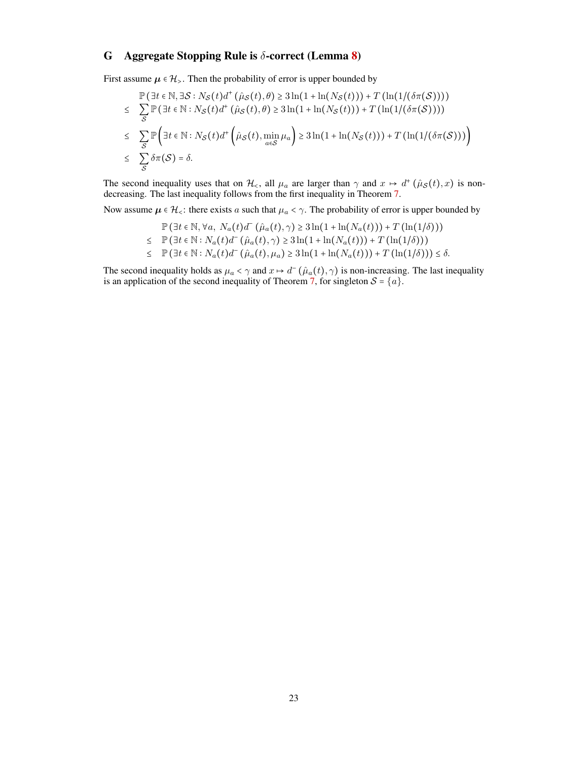## G Aggregate Stopping Rule is $\delta$-correct (Lemma 8)

First assume $\boldsymbol{\mu} \in \mathcal{H}_>$. Then the probability of error is upper bounded by

$$
\begin{aligned}
& \mathbb{P}\left(\exists t \in \mathbb{N}, \exists \mathcal{S} : N_{\mathcal{S}}(t) d^+\left(\hat{\mu}_{\mathcal{S}}(t), \theta\right) \geq 3 \ln(1 + \ln(N_{\mathcal{S}}(t))) + T\left(\ln(1/(\delta \pi(\mathcal{S})))\right)\right) \\
\leq \quad & \sum_{\mathcal{S}} \mathbb{P}\left(\exists t \in \mathbb{N} : N_{\mathcal{S}}(t) d^+\left(\hat{\mu}_{\mathcal{S}}(t), \theta\right) \geq 3 \ln(1 + \ln(N_{\mathcal{S}}(t))) + T\left(\ln(1/(\delta \pi(\mathcal{S})))\right)\right) \\
\leq \quad & \sum_{\mathcal{S}} \mathbb{P}\left(\exists t \in \mathbb{N} : N_{\mathcal{S}}(t) d^+\left(\hat{\mu}_{\mathcal{S}}(t), \min_{a \in \mathcal{S}} \mu_a\right) \geq 3 \ln(1 + \ln(N_{\mathcal{S}}(t))) + T\left(\ln(1/(\delta \pi(\mathcal{S})))\right)\right) \\
\leq \quad & \sum_{\mathcal{S}} \delta \pi(\mathcal{S}) = \delta.
\end{aligned}
$$

The second inequality uses that on $\mathcal{H}_<$, all $\mu_a$ are larger than $\gamma$ and $x \mapsto d^+\left(\hat{\mu}_{\mathcal{S}}(t), x\right)$ is non-decreasing. The last inequality follows from the first inequality in Theorem 7.

Now assume $\boldsymbol{\mu} \in \mathcal{H}_<$: there exists $a$ such that $\mu_a < \gamma$. The probability of error is upper bounded by

$$
\begin{aligned}
& \mathbb{P}\left(\exists t \in \mathbb{N}, \forall a,\ N_a(t) d^-\left(\hat{\mu}_a(t), \gamma\right) \geq 3 \ln(1 + \ln(N_a(t))) + T\left(\ln(1/\delta)\right)\right) \\
\leq \quad & \mathbb{P}\left(\exists t \in \mathbb{N} : N_a(t) d^-\left(\hat{\mu}_a(t), \gamma\right) \geq 3 \ln(1 + \ln(N_a(t))) + T\left(\ln(1/\delta)\right)\right) \\
\leq \quad & \mathbb{P}\left(\exists t \in \mathbb{N} : N_a(t) d^-\left(\hat{\mu}_a(t), \mu_a\right) \geq 3 \ln(1 + \ln(N_a(t))) + T\left(\ln(1/\delta)\right)\right) \leq \delta.
\end{aligned}
$$

The second inequality holds as $\mu_a < \gamma$ and $x \mapsto d^-\left(\hat{\mu}_a(t), \gamma\right)$ is non-increasing. The last inequality is an application of the second inequality of Theorem 7, for singleton $\mathcal{S} = \{a\}$.